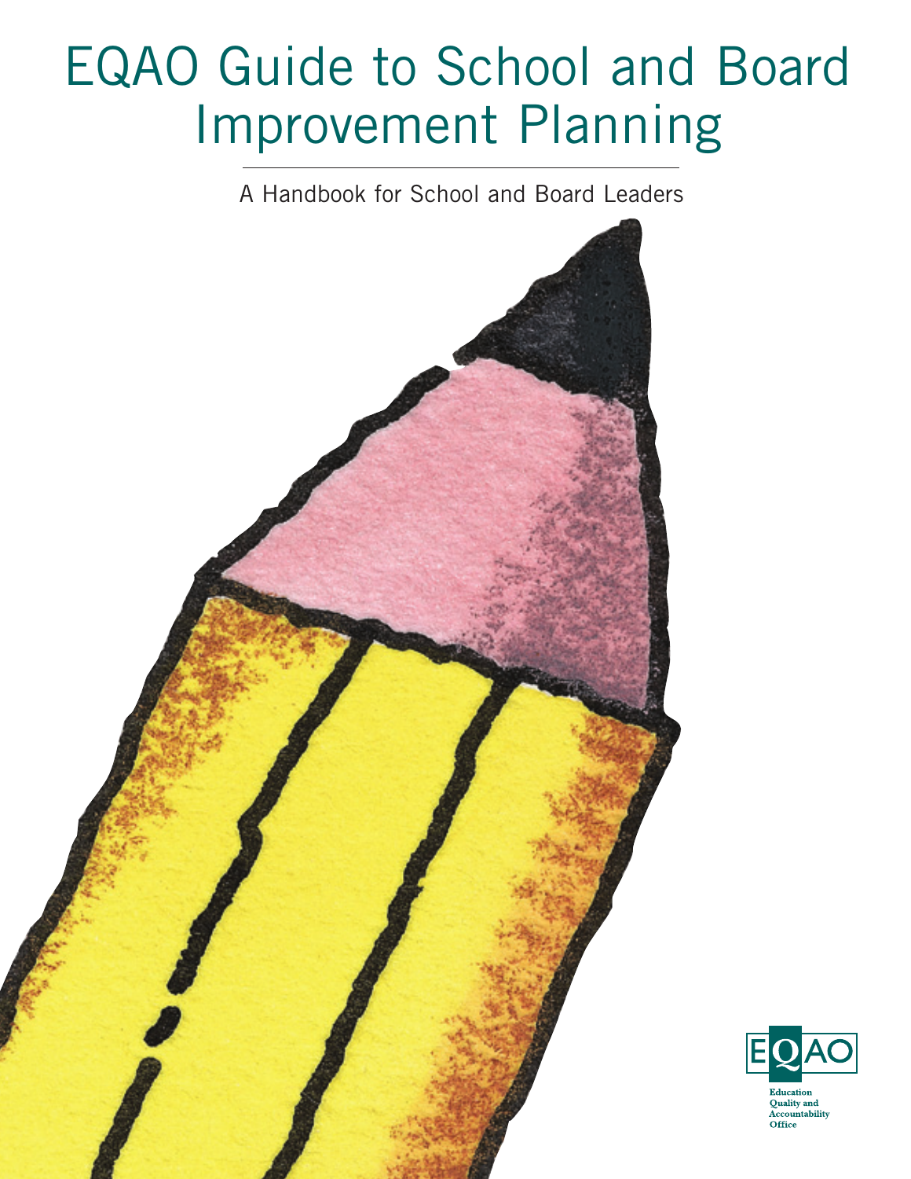# EQAO Guide to School and Board Improvement Planning

A Handbook for School and Board Leaders

EQAO

Education Quality and Accountability Office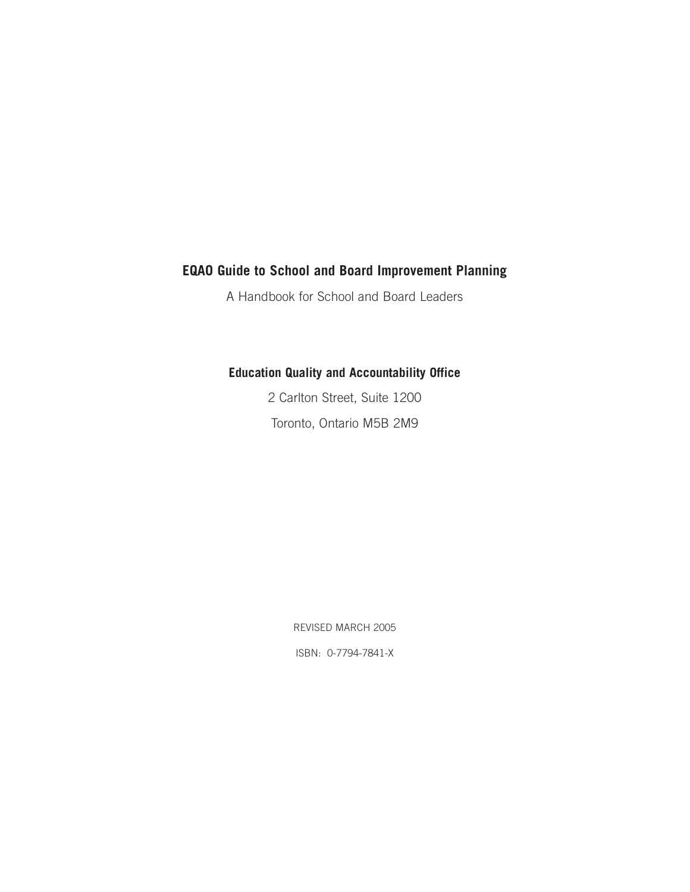**EQAO Guide to School and Board Improvement Planning**

A Handbook for School and Board Leaders

**Education Quality and Accountability Office**

2 Carlton Street, Suite 1200

Toronto, Ontario M5B 2M9

REVISED MARCH 2005

ISBN: 0-7794-7841-X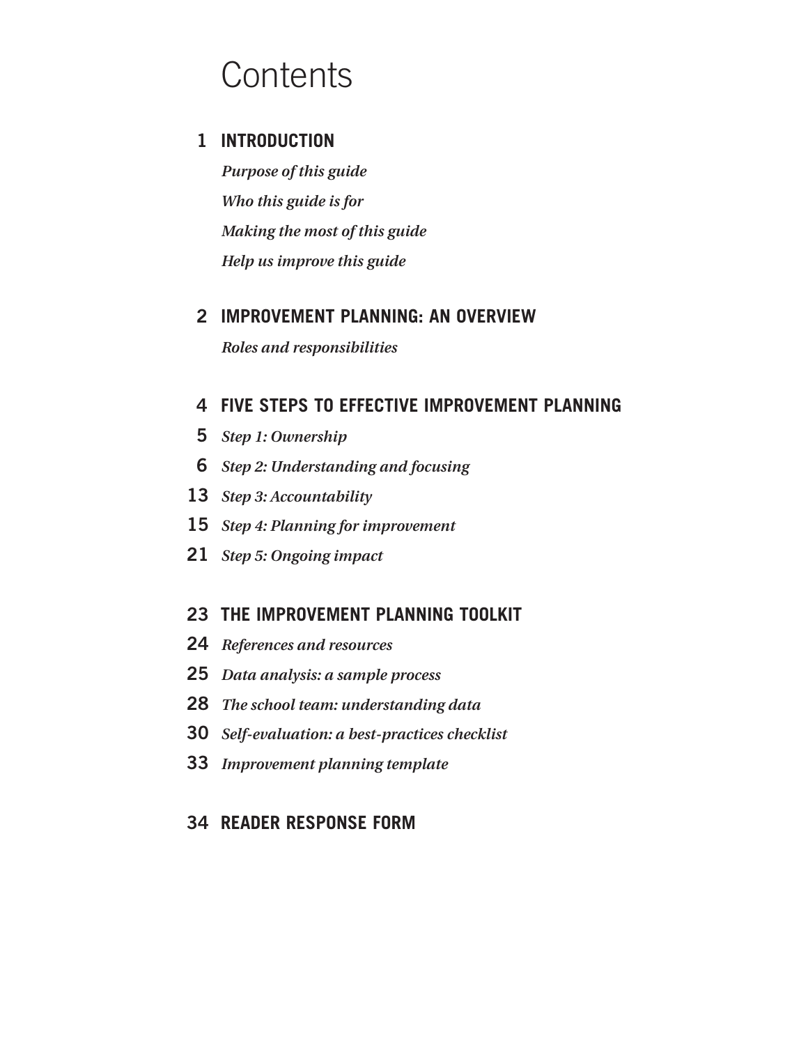# Contents

**1 INTRODUCTION**

*Purpose of this guide*

*Who this guide is for*

*Making the most of this guide*

*Help us improve this guide*

**2 IMPROVEMENT PLANNING: AN OVERVIEW**

*Roles and responsibilities*

**4 FIVE STEPS TO EFFECTIVE IMPROVEMENT PLANNING**

5 *Step 1: Ownership*

6 *Step 2: Understanding and focusing*

13 *Step 3: Accountability*

15 *Step 4: Planning for improvement*

21 *Step 5: Ongoing impact*

**23 THE IMPROVEMENT PLANNING TOOLKIT**

24 *References and resources*

25 *Data analysis: a sample process*

28 *The school team: understanding data*

30 *Self-evaluation: a best-practices checklist*

33 *Improvement planning template*

**34 READER RESPONSE FORM**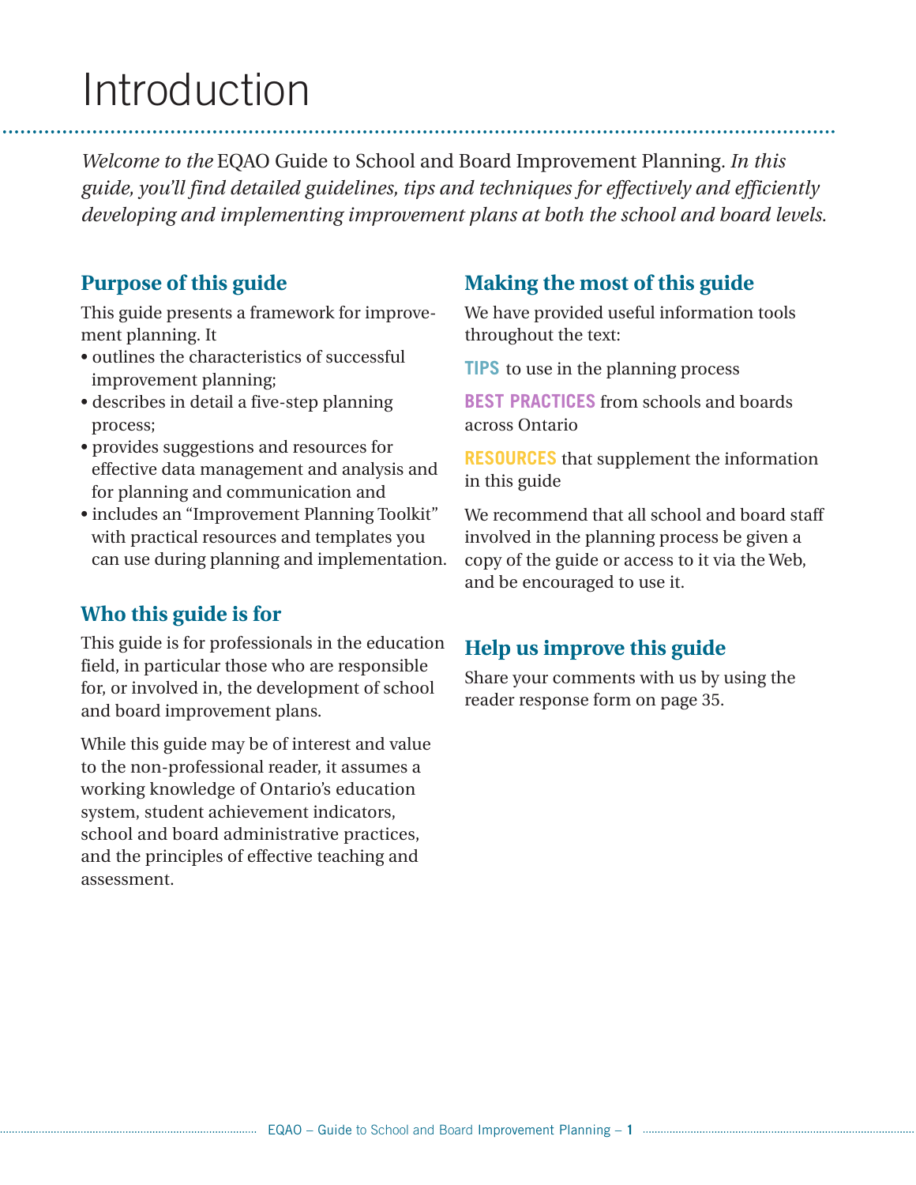# Introduction

*Welcome to the* EQAO Guide to School and Board Improvement Planning. *In this guide, you'll find detailed guidelines, tips and techniques for effectively and efficiently developing and implementing improvement plans at both the school and board levels.*

## Purpose of this guide

This guide presents a framework for improvement planning. It

- outlines the characteristics of successful improvement planning;
- describes in detail a five-step planning process;
- provides suggestions and resources for effective data management and analysis and for planning and communication and
- includes an "Improvement Planning Toolkit" with practical resources and templates you can use during planning and implementation.

## Who this guide is for

This guide is for professionals in the education field, in particular those who are responsible for, or involved in, the development of school and board improvement plans.

While this guide may be of interest and value to the non-professional reader, it assumes a working knowledge of Ontario's education system, student achievement indicators, school and board administrative practices, and the principles of effective teaching and assessment.

## Making the most of this guide

We have provided useful information tools throughout the text:

**TIPS** to use in the planning process

**BEST PRACTICES** from schools and boards across Ontario

**RESOURCES** that supplement the information in this guide

We recommend that all school and board staff involved in the planning process be given a copy of the guide or access to it via the Web, and be encouraged to use it.

## Help us improve this guide

Share your comments with us by using the reader response form on page 35.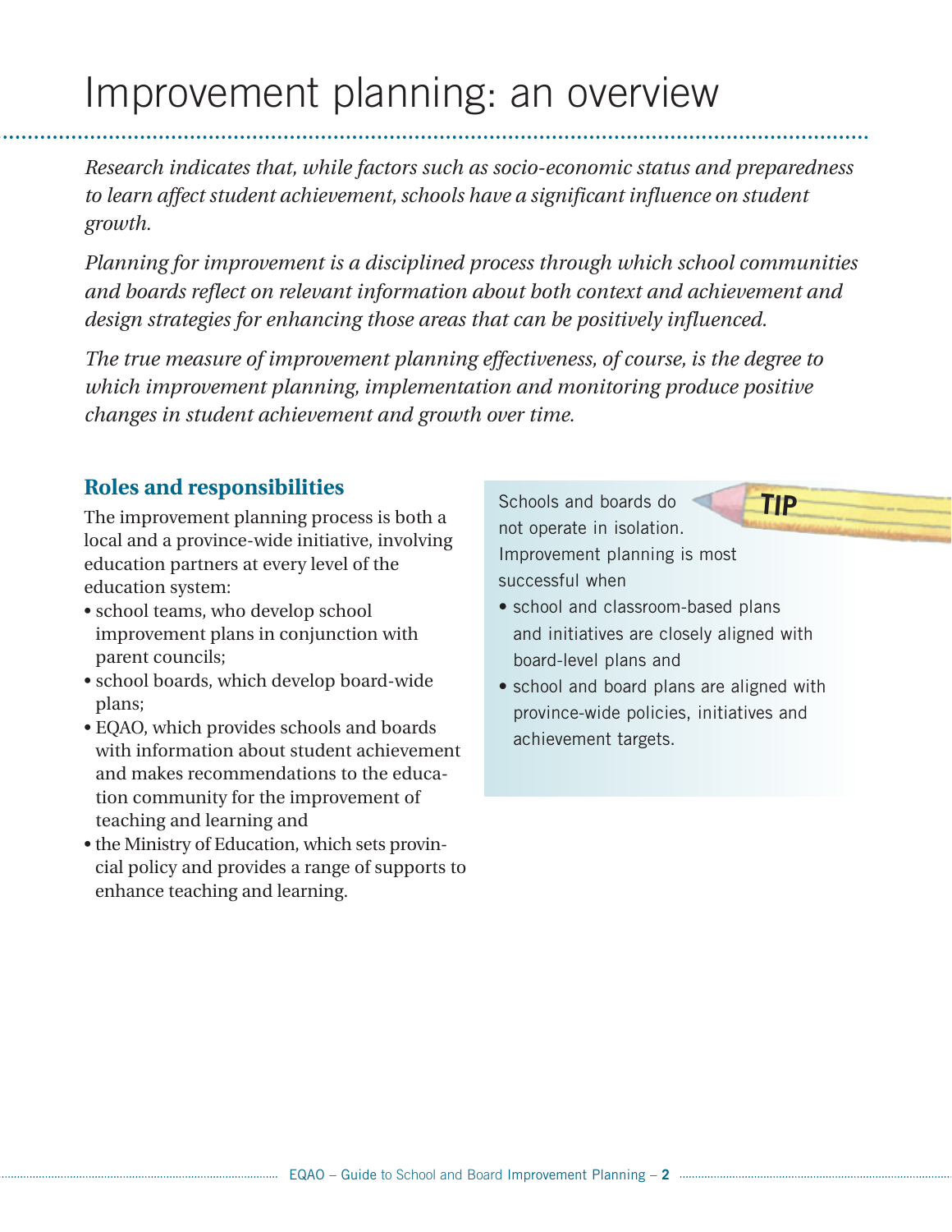# Improvement planning: an overview

*Research indicates that, while factors such as socio-economic status and preparedness to learn affect student achievement, schools have a significant influence on student growth.*

*Planning for improvement is a disciplined process through which school communities and boards reflect on relevant information about both context and achievement and design strategies for enhancing those areas that can be positively influenced.*

*The true measure of improvement planning effectiveness, of course, is the degree to which improvement planning, implementation and monitoring produce positive changes in student achievement and growth over time.*

## Roles and responsibilities

The improvement planning process is both a local and a province-wide initiative, involving education partners at every level of the education system:

- school teams, who develop school improvement plans in conjunction with parent councils;
- school boards, which develop board-wide plans;
- EQAO, which provides schools and boards with information about student achievement and makes recommendations to the education community for the improvement of teaching and learning and
- the Ministry of Education, which sets provincial policy and provides a range of supports to enhance teaching and learning.

**TIP**

Schools and boards do not operate in isolation. Improvement planning is most successful when

- school and classroom-based plans and initiatives are closely aligned with board-level plans and
- school and board plans are aligned with province-wide policies, initiatives and achievement targets.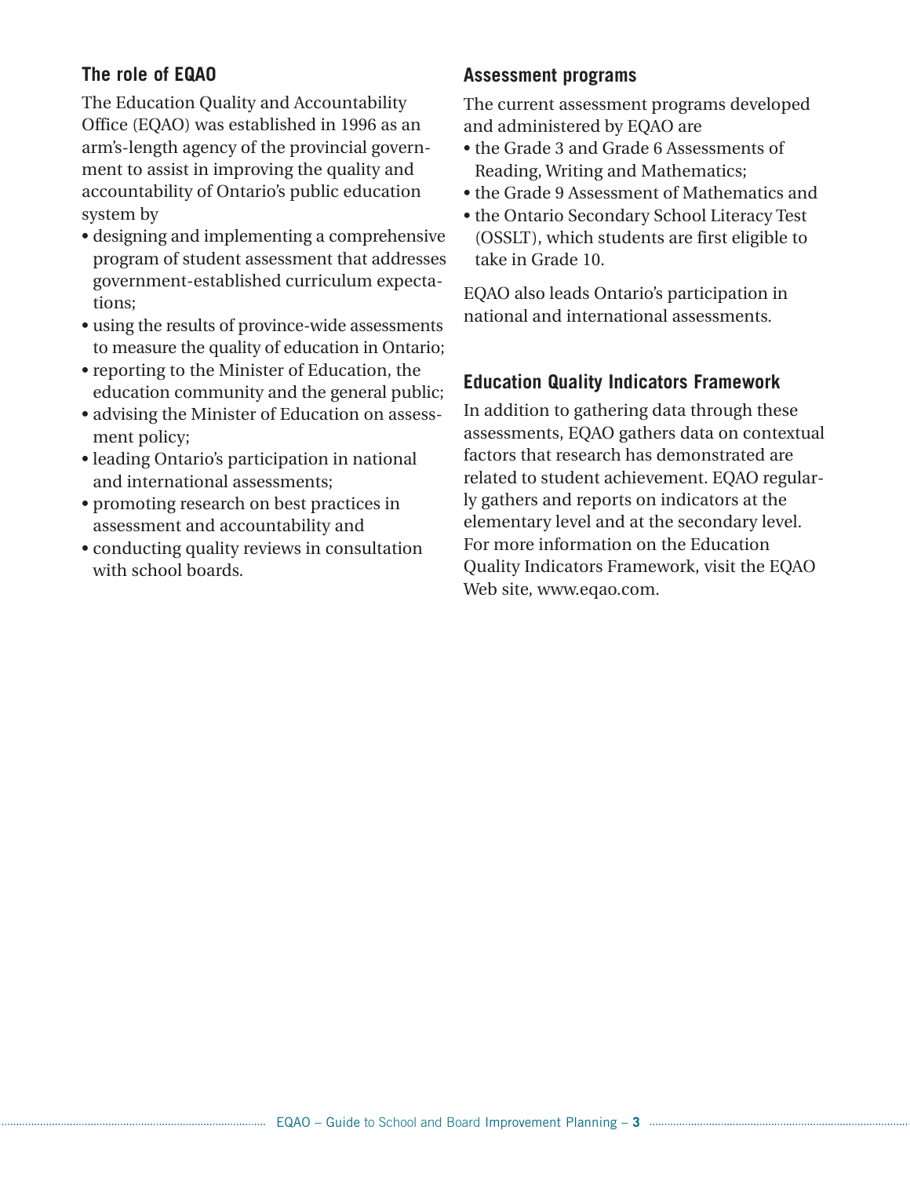## The role of EQAO

The Education Quality and Accountability Office (EQAO) was established in 1996 as an arm's-length agency of the provincial government to assist in improving the quality and accountability of Ontario's public education system by

- designing and implementing a comprehensive program of student assessment that addresses government-established curriculum expectations;
- using the results of province-wide assessments to measure the quality of education in Ontario;
- reporting to the Minister of Education, the education community and the general public;
- advising the Minister of Education on assessment policy;
- leading Ontario's participation in national and international assessments;
- promoting research on best practices in assessment and accountability and
- conducting quality reviews in consultation with school boards.

## Assessment programs

The current assessment programs developed and administered by EQAO are

- the Grade 3 and Grade 6 Assessments of Reading, Writing and Mathematics;
- the Grade 9 Assessment of Mathematics and
- the Ontario Secondary School Literacy Test (OSSLT), which students are first eligible to take in Grade 10.

EQAO also leads Ontario's participation in national and international assessments.

## Education Quality Indicators Framework

In addition to gathering data through these assessments, EQAO gathers data on contextual factors that research has demonstrated are related to student achievement. EQAO regularly gathers and reports on indicators at the elementary level and at the secondary level. For more information on the Education Quality Indicators Framework, visit the EQAO Web site, www.eqao.com.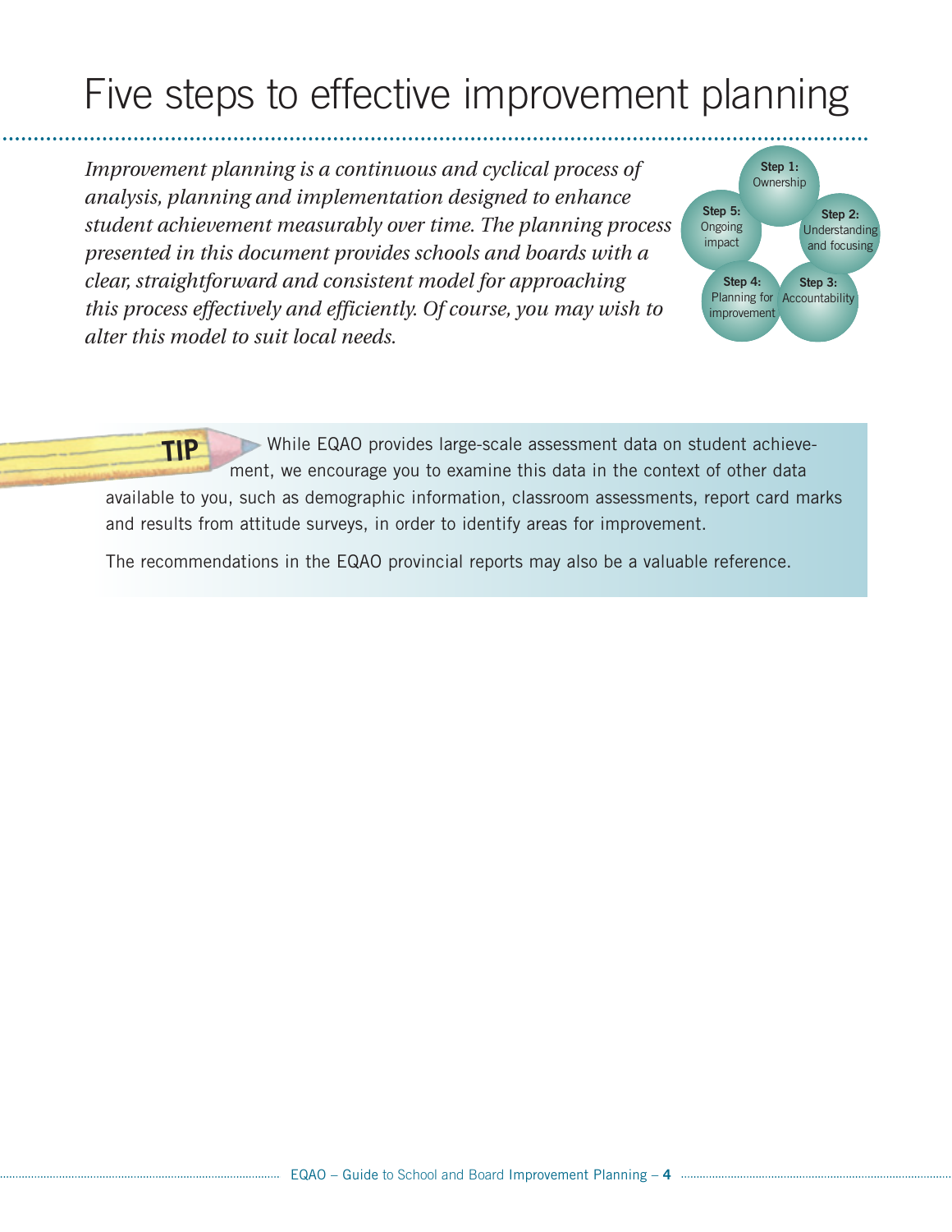# Five steps to effective improvement planning

*Improvement planning is a continuous and cyclical process of analysis, planning and implementation designed to enhance student achievement measurably over time. The planning process presented in this document provides schools and boards with a clear, straightforward and consistent model for approaching this process effectively and efficiently. Of course, you may wish to alter this model to suit local needs.*

**Step 1:** Ownership

**Step 2:** Understanding and focusing

**Step 3:** Accountability

**Step 4:** Planning for improvement

**Step 5:** Ongoing impact

**TIP** While EQAO provides large-scale assessment data on student achievement, we encourage you to examine this data in the context of other data available to you, such as demographic information, classroom assessments, report card marks and results from attitude surveys, in order to identify areas for improvement.

The recommendations in the EQAO provincial reports may also be a valuable reference.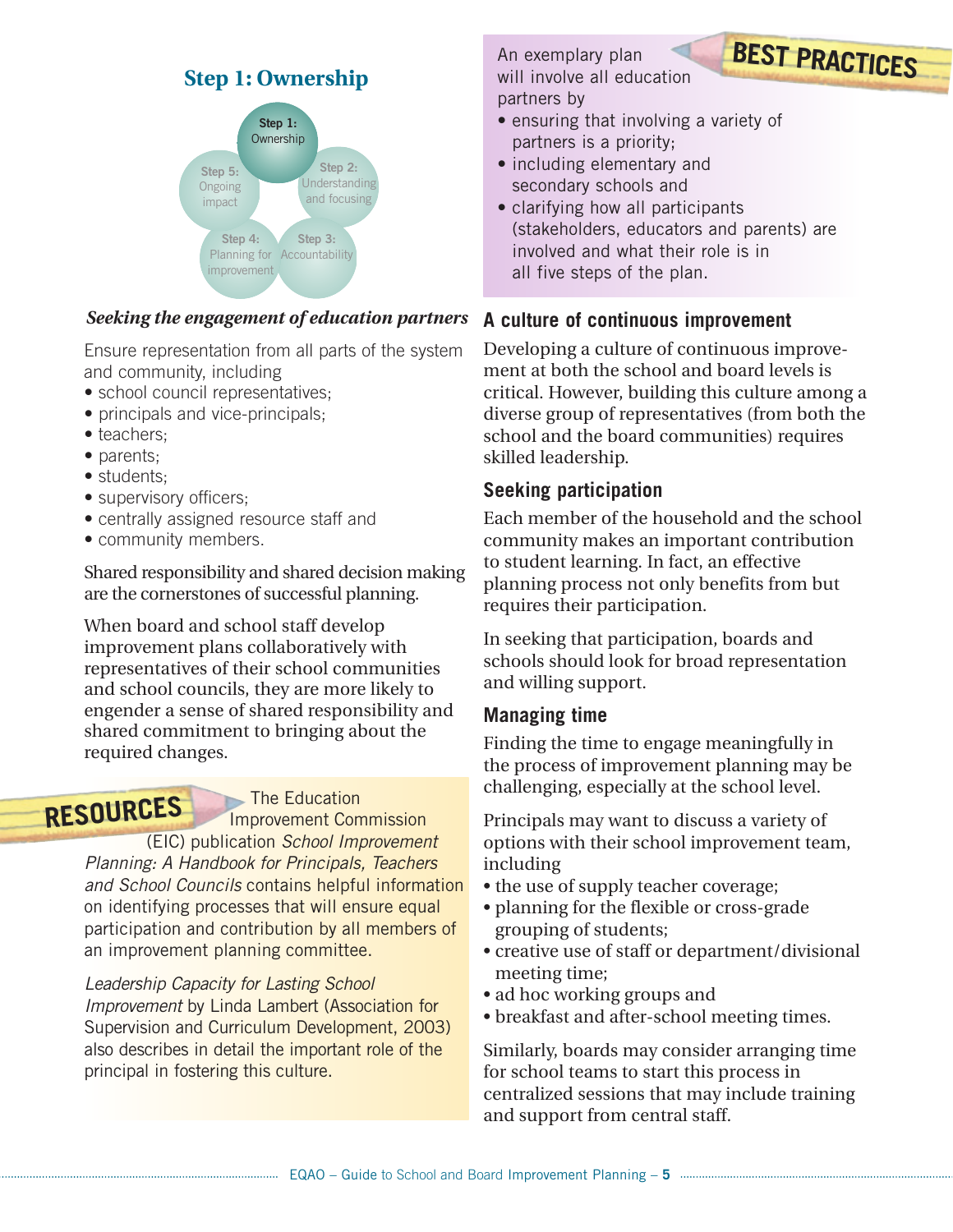## Step 1: Ownership

Step 1: Ownership
Step 2: Understanding and focusing
Step 3: Accountability
Step 4: Planning for improvement
Step 5: Ongoing impact

***Seeking the engagement of education partners***

Ensure representation from all parts of the system and community, including

- school council representatives;
- principals and vice-principals;
- teachers;
- parents;
- students;
- supervisory officers;
- centrally assigned resource staff and
- community members.

Shared responsibility and shared decision making are the cornerstones of successful planning.

When board and school staff develop improvement plans collaboratively with representatives of their school communities and school councils, they are more likely to engender a sense of shared responsibility and shared commitment to bringing about the required changes.

**RESOURCES**

The Education Improvement Commission (EIC) publication *School Improvement Planning: A Handbook for Principals, Teachers and School Councils* contains helpful information on identifying processes that will ensure equal participation and contribution by all members of an improvement planning committee.

*Leadership Capacity for Lasting School Improvement* by Linda Lambert (Association for Supervision and Curriculum Development, 2003) also describes in detail the important role of the principal in fostering this culture.

**BEST PRACTICES**

An exemplary plan will involve all education partners by

- ensuring that involving a variety of partners is a priority;
- including elementary and secondary schools and
- clarifying how all participants (stakeholders, educators and parents) are involved and what their role is in all five steps of the plan.

### A culture of continuous improvement

Developing a culture of continuous improvement at both the school and board levels is critical. However, building this culture among a diverse group of representatives (from both the school and the board communities) requires skilled leadership.

### Seeking participation

Each member of the household and the school community makes an important contribution to student learning. In fact, an effective planning process not only benefits from but requires their participation.

In seeking that participation, boards and schools should look for broad representation and willing support.

### Managing time

Finding the time to engage meaningfully in the process of improvement planning may be challenging, especially at the school level.

Principals may want to discuss a variety of options with their school improvement team, including

- the use of supply teacher coverage;
- planning for the flexible or cross-grade grouping of students;
- creative use of staff or department/divisional meeting time;
- ad hoc working groups and
- breakfast and after-school meeting times.

Similarly, boards may consider arranging time for school teams to start this process in centralized sessions that may include training and support from central staff.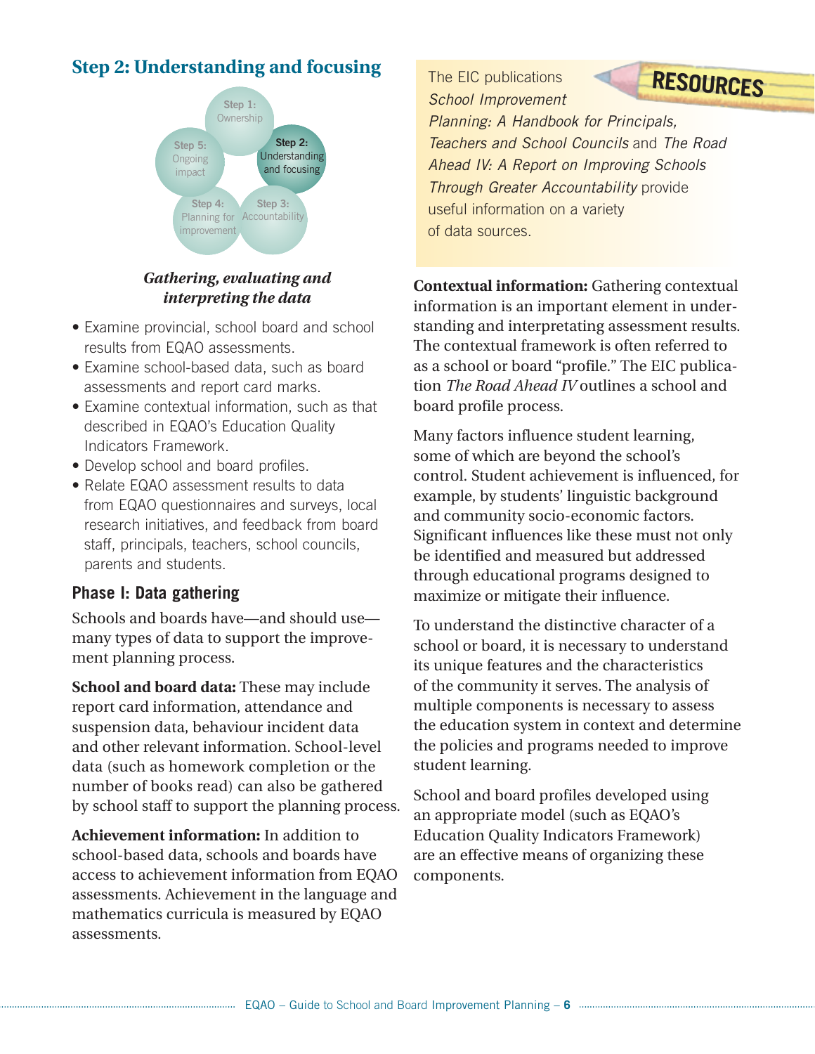## Step 2: Understanding and focusing

Step 1: Ownership
Step 2: Understanding and focusing
Step 3: Accountability
Step 4: Planning for improvement
Step 5: Ongoing impact

***Gathering, evaluating and interpreting the data***

- Examine provincial, school board and school results from EQAO assessments.
- Examine school-based data, such as board assessments and report card marks.
- Examine contextual information, such as that described in EQAO's Education Quality Indicators Framework.
- Develop school and board profiles.
- Relate EQAO assessment results to data from EQAO questionnaires and surveys, local research initiatives, and feedback from board staff, principals, teachers, school councils, parents and students.

### Phase I: Data gathering

Schools and boards have—and should use—many types of data to support the improvement planning process.

**School and board data:** These may include report card information, attendance and suspension data, behaviour incident data and other relevant information. School-level data (such as homework completion or the number of books read) can also be gathered by school staff to support the planning process.

**Achievement information:** In addition to school-based data, schools and boards have access to achievement information from EQAO assessments. Achievement in the language and mathematics curricula is measured by EQAO assessments.

**RESOURCES**

The EIC publications *School Improvement Planning: A Handbook for Principals, Teachers and School Councils* and *The Road Ahead IV: A Report on Improving Schools Through Greater Accountability* provide useful information on a variety of data sources.

**Contextual information:** Gathering contextual information is an important element in understanding and interpreting assessment results. The contextual framework is often referred to as a school or board "profile." The EIC publication *The Road Ahead IV* outlines a school and board profile process.

Many factors influence student learning, some of which are beyond the school's control. Student achievement is influenced, for example, by students' linguistic background and community socio-economic factors. Significant influences like these must not only be identified and measured but addressed through educational programs designed to maximize or mitigate their influence.

To understand the distinctive character of a school or board, it is necessary to understand its unique features and the characteristics of the community it serves. The analysis of multiple components is necessary to assess the education system in context and determine the policies and programs needed to improve student learning.

School and board profiles developed using an appropriate model (such as EQAO's Education Quality Indicators Framework) are an effective means of organizing these components.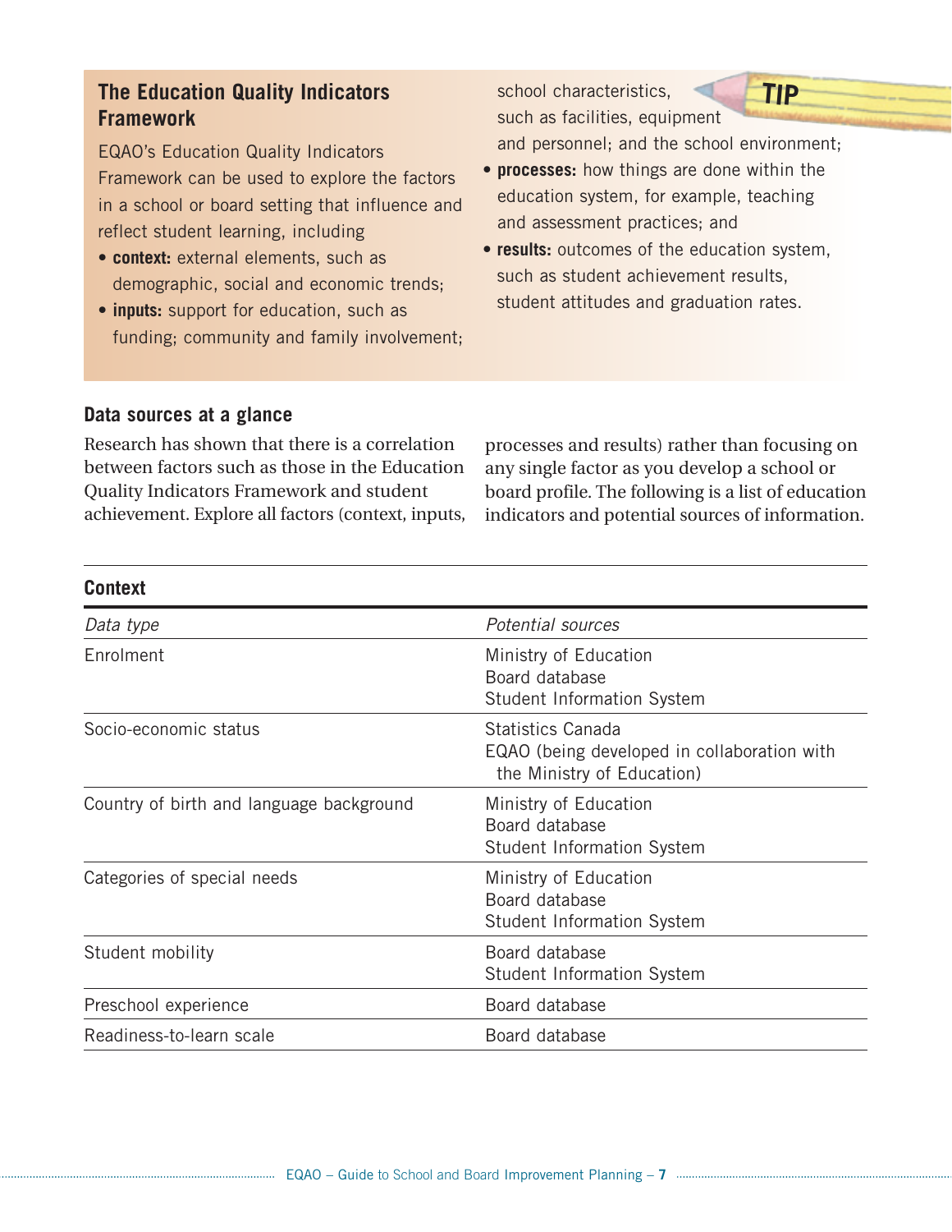### The Education Quality Indicators Framework

TIP

EQAO's Education Quality Indicators Framework can be used to explore the factors in a school or board setting that influence and reflect student learning, including

- **context:** external elements, such as demographic, social and economic trends;
- **inputs:** support for education, such as funding; community and family involvement; school characteristics, such as facilities, equipment and personnel; and the school environment;
- **processes:** how things are done within the education system, for example, teaching and assessment practices; and
- **results:** outcomes of the education system, such as student achievement results, student attitudes and graduation rates.

## Data sources at a glance

Research has shown that there is a correlation between factors such as those in the Education Quality Indicators Framework and student achievement. Explore all factors (context, inputs, processes and results) rather than focusing on any single factor as you develop a school or board profile. The following is a list of education indicators and potential sources of information.

### Context

| *Data type* | *Potential sources* |
|---|---|
| Enrolment | Ministry of Education<br>Board database<br>Student Information System |
| Socio-economic status | Statistics Canada<br>EQAO (being developed in collaboration with the Ministry of Education) |
| Country of birth and language background | Ministry of Education<br>Board database<br>Student Information System |
| Categories of special needs | Ministry of Education<br>Board database<br>Student Information System |
| Student mobility | Board database<br>Student Information System |
| Preschool experience | Board database |
| Readiness-to-learn scale | Board database |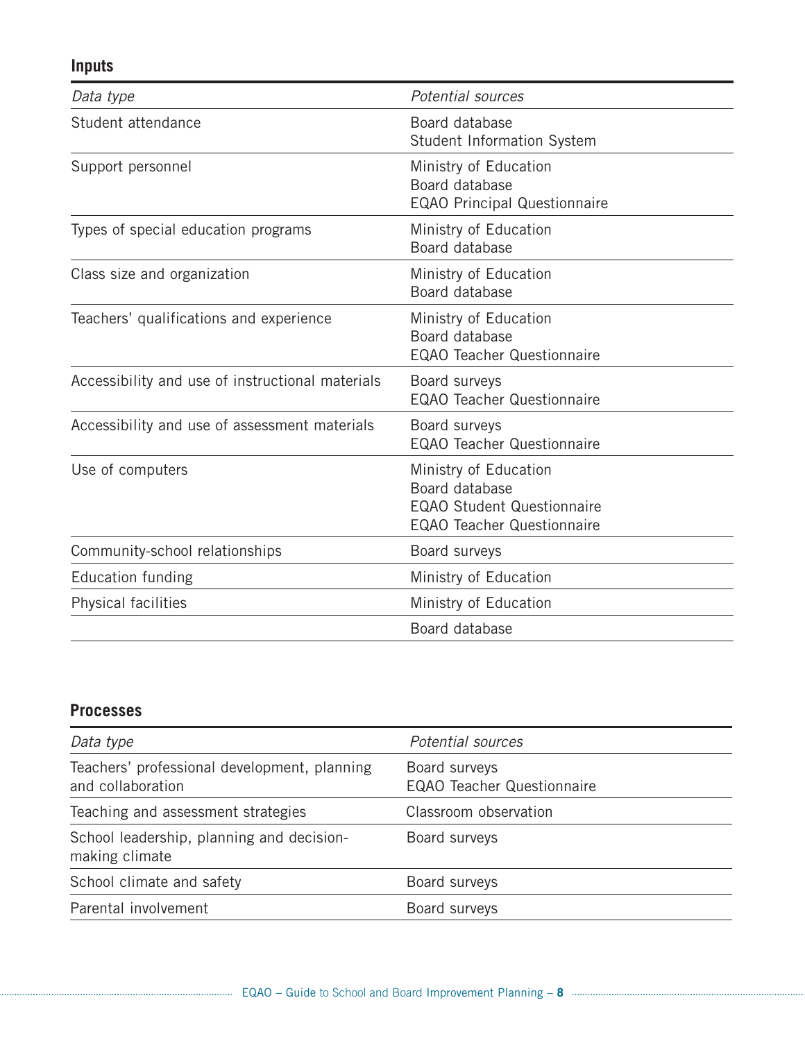### Inputs

| *Data type* | *Potential sources* |
|---|---|
| Student attendance | Board database<br>Student Information System |
| Support personnel | Ministry of Education<br>Board database<br>EQAO Principal Questionnaire |
| Types of special education programs | Ministry of Education<br>Board database |
| Class size and organization | Ministry of Education<br>Board database |
| Teachers' qualifications and experience | Ministry of Education<br>Board database<br>EQAO Teacher Questionnaire |
| Accessibility and use of instructional materials | Board surveys<br>EQAO Teacher Questionnaire |
| Accessibility and use of assessment materials | Board surveys<br>EQAO Teacher Questionnaire |
| Use of computers | Ministry of Education<br>Board database<br>EQAO Student Questionnaire<br>EQAO Teacher Questionnaire |
| Community-school relationships | Board surveys |
| Education funding | Ministry of Education |
| Physical facilities | Ministry of Education |
| | Board database |

### Processes

| *Data type* | *Potential sources* |
|---|---|
| Teachers' professional development, planning and collaboration | Board surveys<br>EQAO Teacher Questionnaire |
| Teaching and assessment strategies | Classroom observation |
| School leadership, planning and decision-making climate | Board surveys |
| School climate and safety | Board surveys |
| Parental involvement | Board surveys |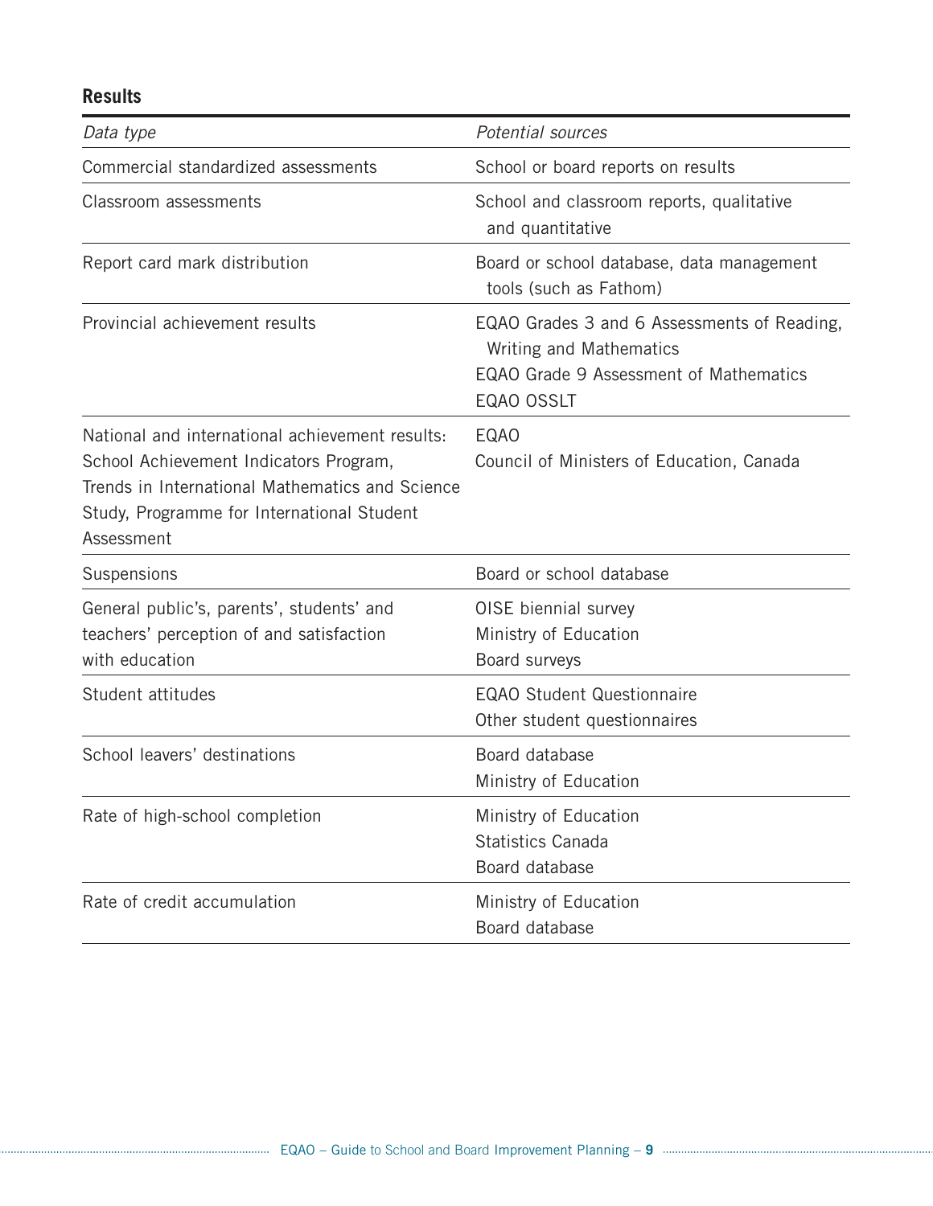**Results**

| *Data type* | *Potential sources* |
| --- | --- |
| Commercial standardized assessments | School or board reports on results |
| Classroom assessments | School and classroom reports, qualitative and quantitative |
| Report card mark distribution | Board or school database, data management tools (such as Fathom) |
| Provincial achievement results | EQAO Grades 3 and 6 Assessments of Reading, Writing and Mathematics<br>EQAO Grade 9 Assessment of Mathematics<br>EQAO OSSLT |
| National and international achievement results: School Achievement Indicators Program, Trends in International Mathematics and Science Study, Programme for International Student Assessment | EQAO<br>Council of Ministers of Education, Canada |
| Suspensions | Board or school database |
| General public's, parents', students' and teachers' perception of and satisfaction with education | OISE biennial survey<br>Ministry of Education<br>Board surveys |
| Student attitudes | EQAO Student Questionnaire<br>Other student questionnaires |
| School leavers' destinations | Board database<br>Ministry of Education |
| Rate of high-school completion | Ministry of Education<br>Statistics Canada<br>Board database |
| Rate of credit accumulation | Ministry of Education<br>Board database |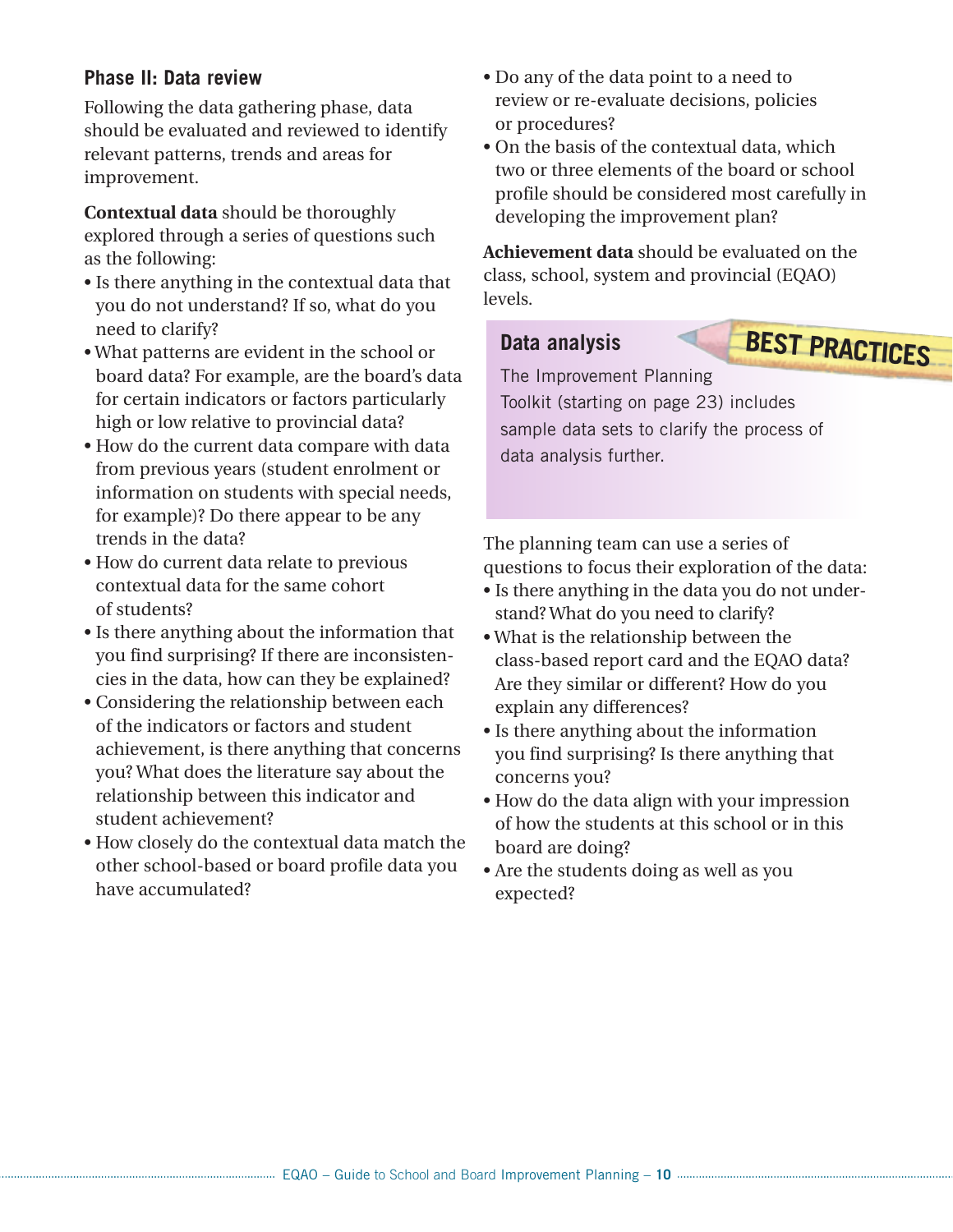### Phase II: Data review

Following the data gathering phase, data should be evaluated and reviewed to identify relevant patterns, trends and areas for improvement.

**Contextual data** should be thoroughly explored through a series of questions such as the following:

- Is there anything in the contextual data that you do not understand? If so, what do you need to clarify?
- What patterns are evident in the school or board data? For example, are the board's data for certain indicators or factors particularly high or low relative to provincial data?
- How do the current data compare with data from previous years (student enrolment or information on students with special needs, for example)? Do there appear to be any trends in the data?
- How do current data relate to previous contextual data for the same cohort of students?
- Is there anything about the information that you find surprising? If there are inconsistencies in the data, how can they be explained?
- Considering the relationship between each of the indicators or factors and student achievement, is there anything that concerns you? What does the literature say about the relationship between this indicator and student achievement?
- How closely do the contextual data match the other school-based or board profile data you have accumulated?
- Do any of the data point to a need to review or re-evaluate decisions, policies or procedures?
- On the basis of the contextual data, which two or three elements of the board or school profile should be considered most carefully in developing the improvement plan?

**Achievement data** should be evaluated on the class, school, system and provincial (EQAO) levels.

> **Data analysis** — BEST PRACTICES
>
> The Improvement Planning Toolkit (starting on page 23) includes sample data sets to clarify the process of data analysis further.

The planning team can use a series of questions to focus their exploration of the data:

- Is there anything in the data you do not understand? What do you need to clarify?
- What is the relationship between the class-based report card and the EQAO data? Are they similar or different? How do you explain any differences?
- Is there anything about the information you find surprising? Is there anything that concerns you?
- How do the data align with your impression of how the students at this school or in this board are doing?
- Are the students doing as well as you expected?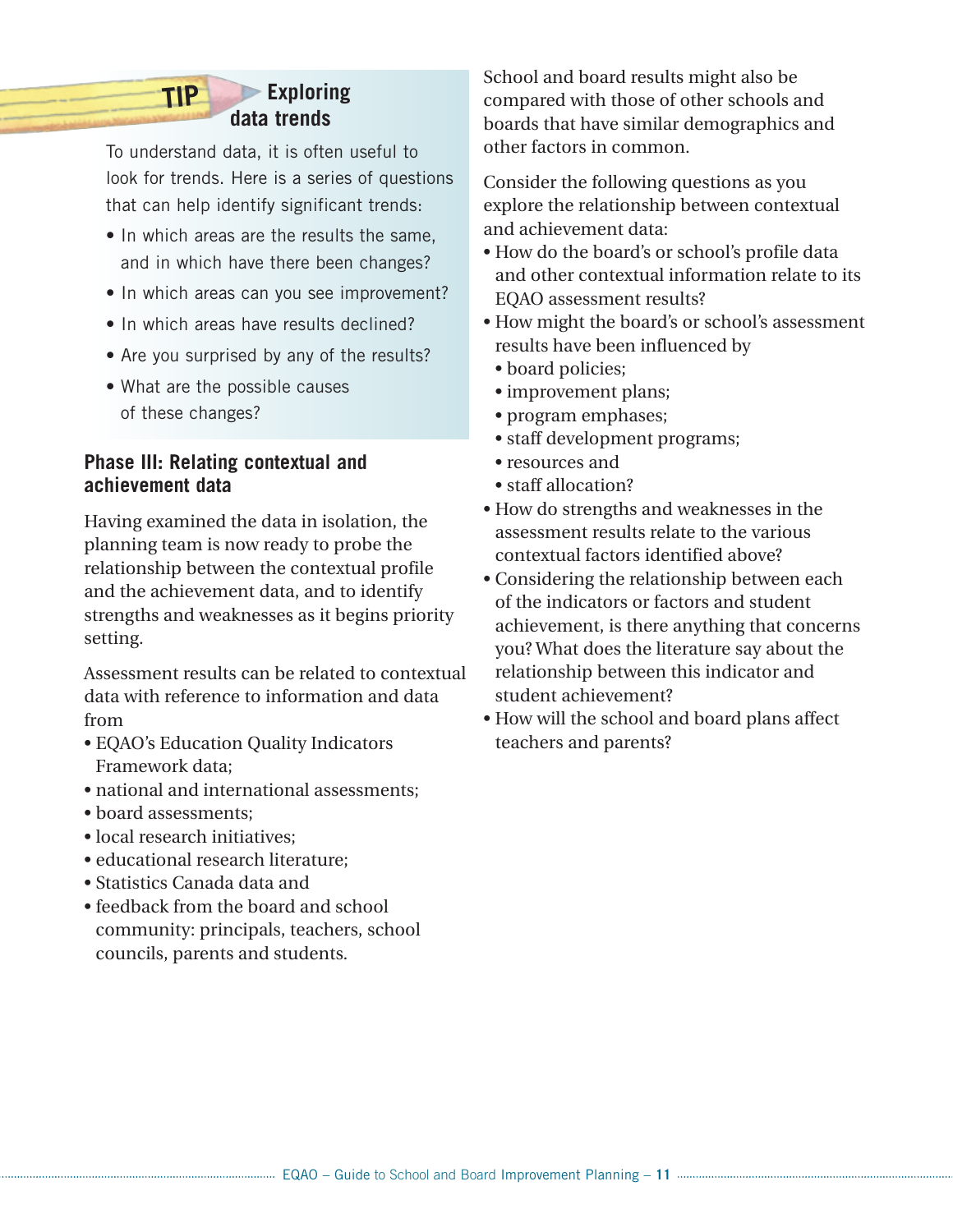### TIP: Exploring data trends

To understand data, it is often useful to look for trends. Here is a series of questions that can help identify significant trends:

- In which areas are the results the same, and in which have there been changes?
- In which areas can you see improvement?
- In which areas have results declined?
- Are you surprised by any of the results?
- What are the possible causes of these changes?

## Phase III: Relating contextual and achievement data

Having examined the data in isolation, the planning team is now ready to probe the relationship between the contextual profile and the achievement data, and to identify strengths and weaknesses as it begins priority setting.

Assessment results can be related to contextual data with reference to information and data from

- EQAO's Education Quality Indicators Framework data;
- national and international assessments;
- board assessments;
- local research initiatives;
- educational research literature;
- Statistics Canada data and
- feedback from the board and school community: principals, teachers, school councils, parents and students.

School and board results might also be compared with those of other schools and boards that have similar demographics and other factors in common.

Consider the following questions as you explore the relationship between contextual and achievement data:

- How do the board's or school's profile data and other contextual information relate to its EQAO assessment results?
- How might the board's or school's assessment results have been influenced by
  - board policies;
  - improvement plans;
  - program emphases;
  - staff development programs;
  - resources and
  - staff allocation?
- How do strengths and weaknesses in the assessment results relate to the various contextual factors identified above?
- Considering the relationship between each of the indicators or factors and student achievement, is there anything that concerns you? What does the literature say about the relationship between this indicator and student achievement?
- How will the school and board plans affect teachers and parents?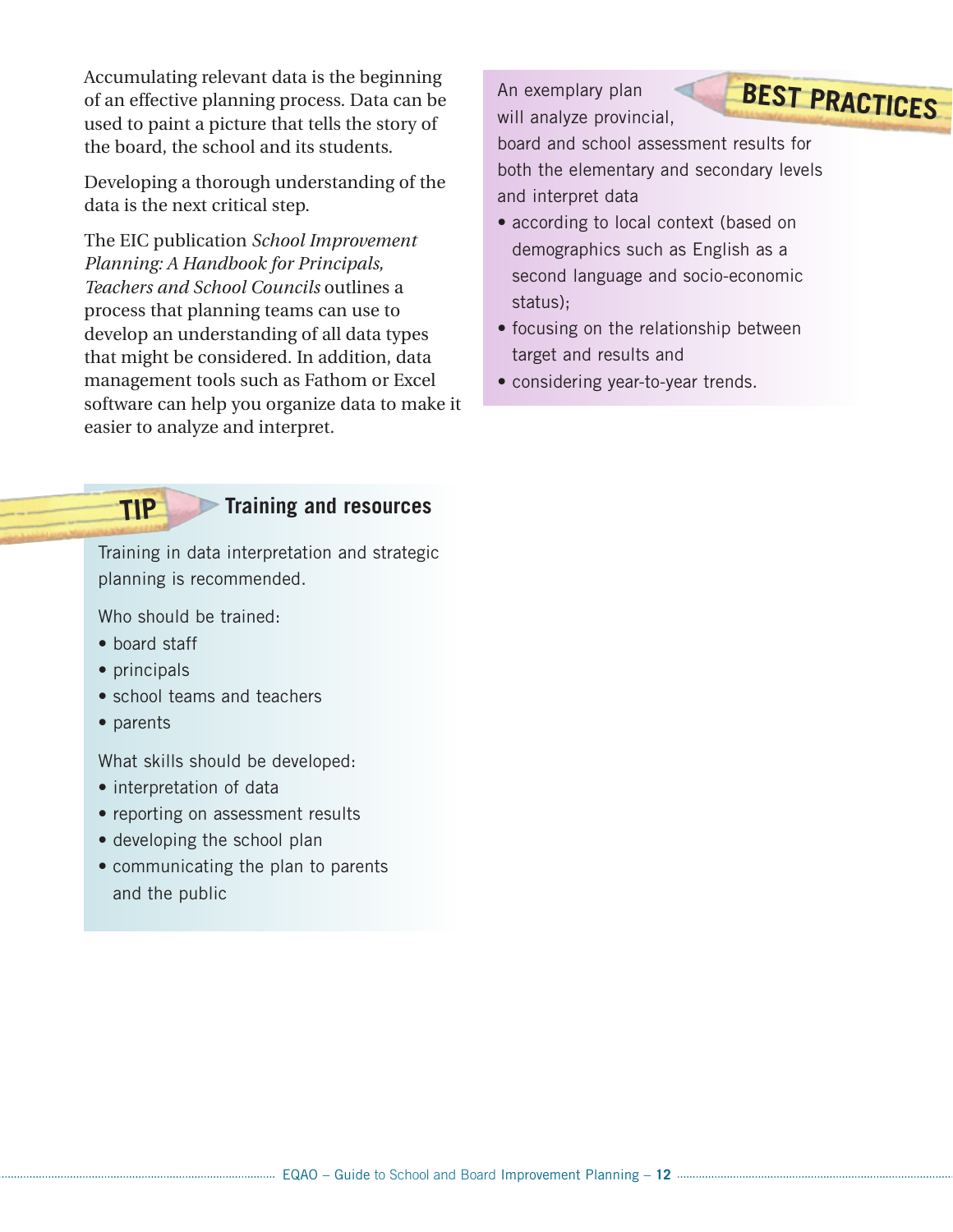Accumulating relevant data is the beginning of an effective planning process. Data can be used to paint a picture that tells the story of the board, the school and its students.

Developing a thorough understanding of the data is the next critical step.

The EIC publication *School Improvement Planning: A Handbook for Principals, Teachers and School Councils* outlines a process that planning teams can use to develop an understanding of all data types that might be considered. In addition, data management tools such as Fathom or Excel software can help you organize data to make it easier to analyze and interpret.

**BEST PRACTICES**

An exemplary plan will analyze provincial, board and school assessment results for both the elementary and secondary levels and interpret data

- according to local context (based on demographics such as English as a second language and socio-economic status);
- focusing on the relationship between target and results and
- considering year-to-year trends.

**TIP**

### Training and resources

Training in data interpretation and strategic planning is recommended.

Who should be trained:

- board staff
- principals
- school teams and teachers
- parents

What skills should be developed:

- interpretation of data
- reporting on assessment results
- developing the school plan
- communicating the plan to parents and the public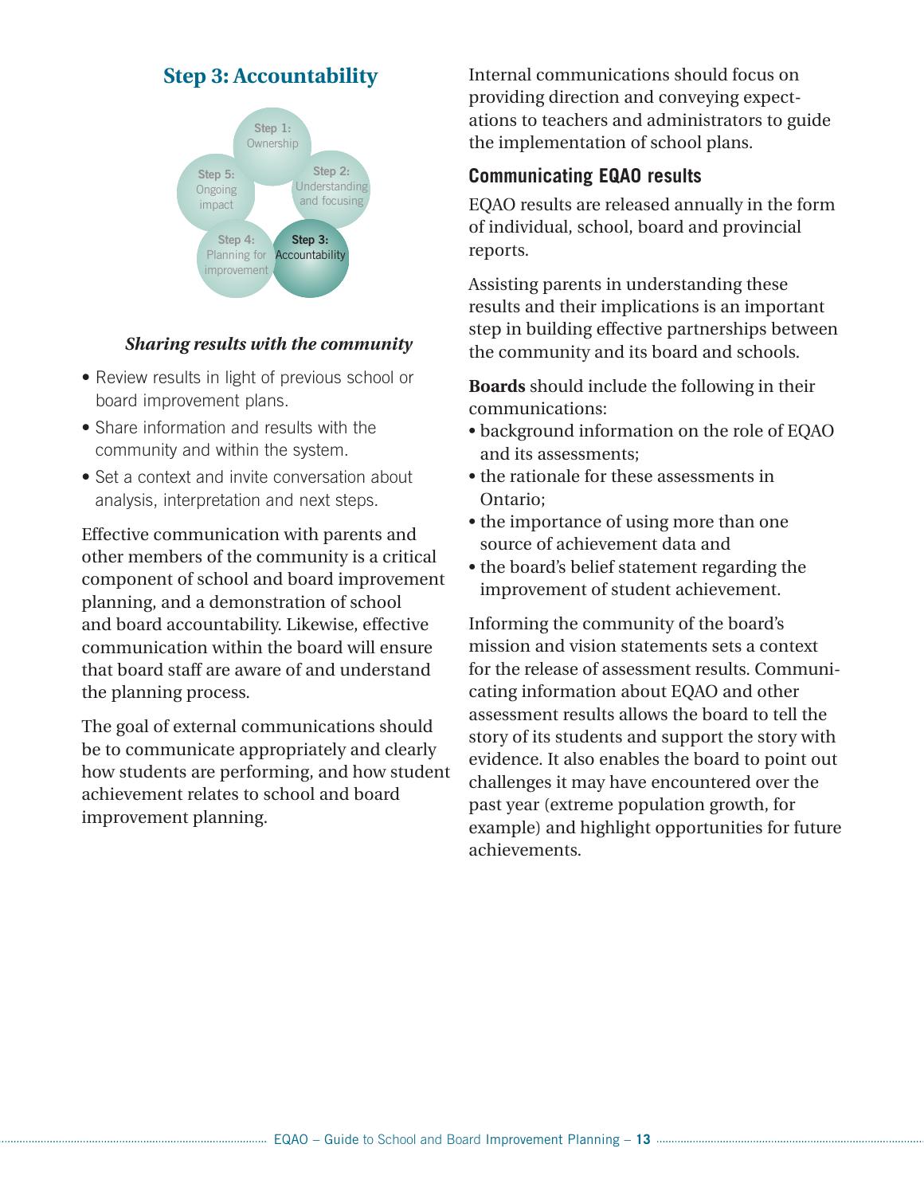## Step 3: Accountability

Step 1: Ownership
Step 2: Understanding and focusing
Step 3: Accountability
Step 4: Planning for improvement
Step 5: Ongoing impact

### *Sharing results with the community*

- Review results in light of previous school or board improvement plans.
- Share information and results with the community and within the system.
- Set a context and invite conversation about analysis, interpretation and next steps.

Effective communication with parents and other members of the community is a critical component of school and board improvement planning, and a demonstration of school and board accountability. Likewise, effective communication within the board will ensure that board staff are aware of and understand the planning process.

The goal of external communications should be to communicate appropriately and clearly how students are performing, and how student achievement relates to school and board improvement planning.

Internal communications should focus on providing direction and conveying expectations to teachers and administrators to guide the implementation of school plans.

### Communicating EQAO results

EQAO results are released annually in the form of individual, school, board and provincial reports.

Assisting parents in understanding these results and their implications is an important step in building effective partnerships between the community and its board and schools.

**Boards** should include the following in their communications:

- background information on the role of EQAO and its assessments;
- the rationale for these assessments in Ontario;
- the importance of using more than one source of achievement data and
- the board's belief statement regarding the improvement of student achievement.

Informing the community of the board's mission and vision statements sets a context for the release of assessment results. Communicating information about EQAO and other assessment results allows the board to tell the story of its students and support the story with evidence. It also enables the board to point out challenges it may have encountered over the past year (extreme population growth, for example) and highlight opportunities for future achievements.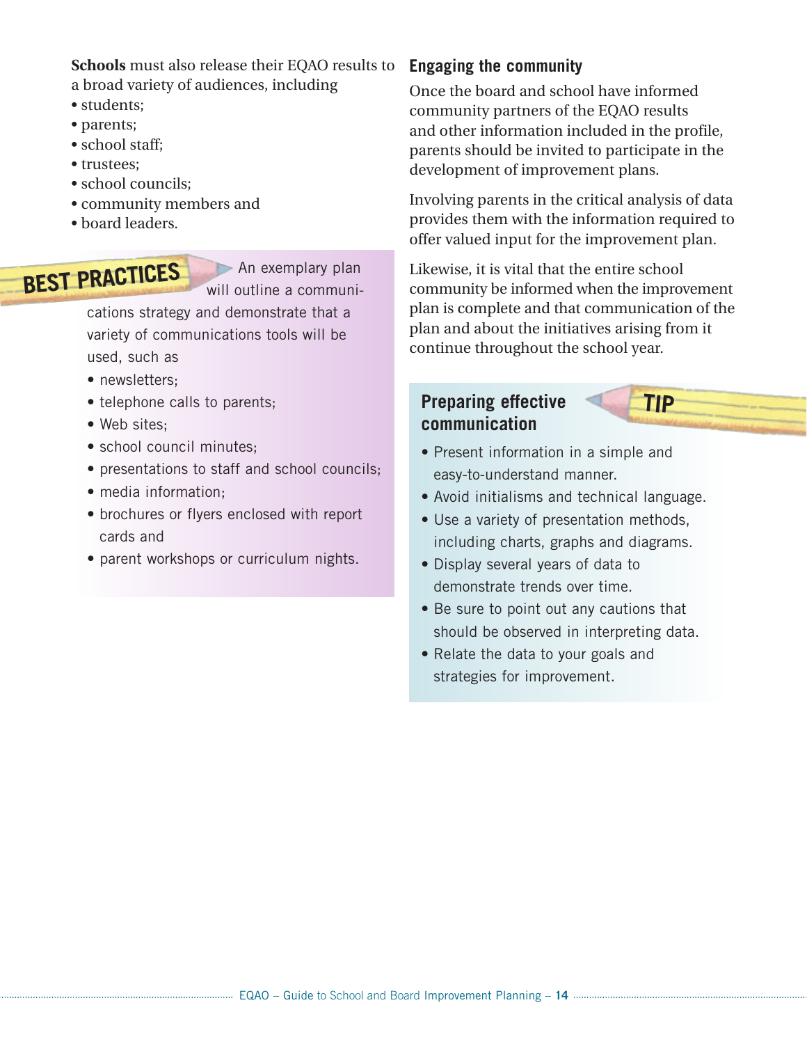**Schools** must also release their EQAO results to a broad variety of audiences, including

- students;
- parents;
- school staff;
- trustees;
- school councils;
- community members and
- board leaders.

**BEST PRACTICES**

An exemplary plan will outline a communications strategy and demonstrate that a variety of communications tools will be used, such as

- newsletters;
- telephone calls to parents;
- Web sites;
- school council minutes;
- presentations to staff and school councils;
- media information;
- brochures or flyers enclosed with report cards and
- parent workshops or curriculum nights.

## Engaging the community

Once the board and school have informed community partners of the EQAO results and other information included in the profile, parents should be invited to participate in the development of improvement plans.

Involving parents in the critical analysis of data provides them with the information required to offer valued input for the improvement plan.

Likewise, it is vital that the entire school community be informed when the improvement plan is complete and that communication of the plan and about the initiatives arising from it continue throughout the school year.

### Preparing effective communication

**TIP**

- Present information in a simple and easy-to-understand manner.
- Avoid initialisms and technical language.
- Use a variety of presentation methods, including charts, graphs and diagrams.
- Display several years of data to demonstrate trends over time.
- Be sure to point out any cautions that should be observed in interpreting data.
- Relate the data to your goals and strategies for improvement.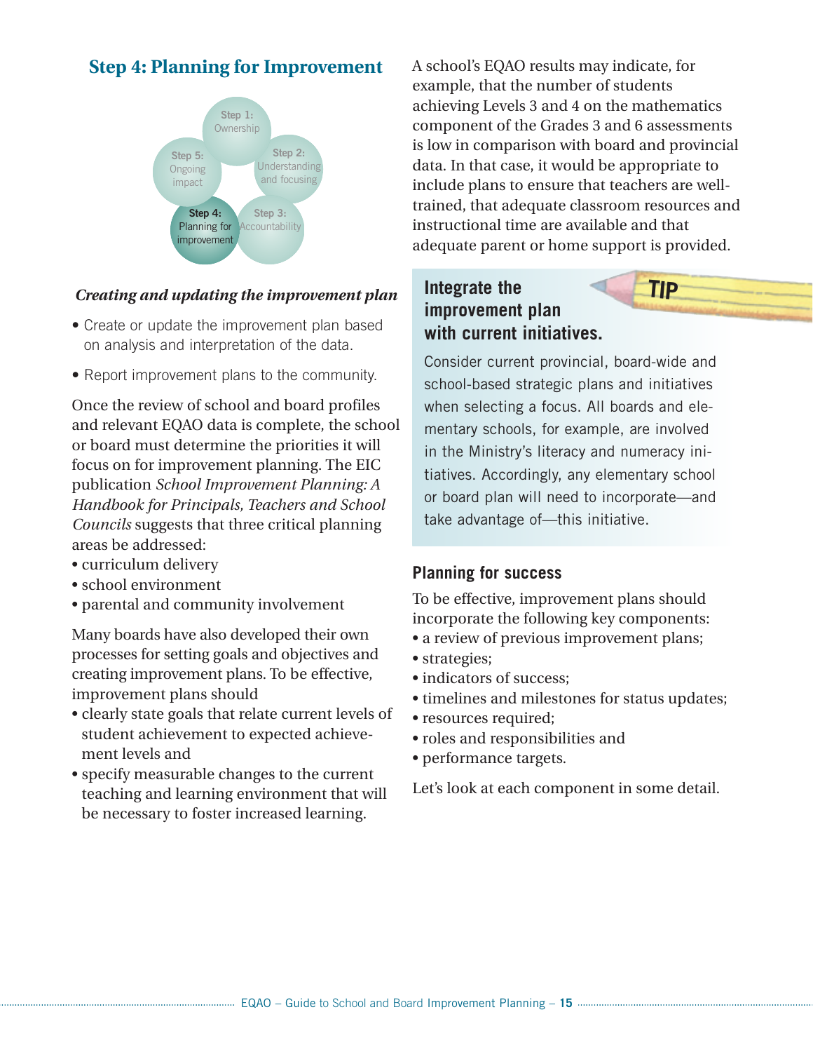## Step 4: Planning for Improvement

*Creating and updating the improvement plan*

- Create or update the improvement plan based on analysis and interpretation of the data.
- Report improvement plans to the community.

Once the review of school and board profiles and relevant EQAO data is complete, the school or board must determine the priorities it will focus on for improvement planning. The EIC publication *School Improvement Planning: A Handbook for Principals, Teachers and School Councils* suggests that three critical planning areas be addressed:

- curriculum delivery
- school environment
- parental and community involvement

Many boards have also developed their own processes for setting goals and objectives and creating improvement plans. To be effective, improvement plans should

- clearly state goals that relate current levels of student achievement to expected achievement levels and
- specify measurable changes to the current teaching and learning environment that will be necessary to foster increased learning.

A school's EQAO results may indicate, for example, that the number of students achieving Levels 3 and 4 on the mathematics component of the Grades 3 and 6 assessments is low in comparison with board and provincial data. In that case, it would be appropriate to include plans to ensure that teachers are well-trained, that adequate classroom resources and instructional time are available and that adequate parent or home support is provided.

**TIP**

**Integrate the improvement plan with current initiatives.**

Consider current provincial, board-wide and school-based strategic plans and initiatives when selecting a focus. All boards and elementary schools, for example, are involved in the Ministry's literacy and numeracy initiatives. Accordingly, any elementary school or board plan will need to incorporate—and take advantage of—this initiative.

### Planning for success

To be effective, improvement plans should incorporate the following key components:

- a review of previous improvement plans;
- strategies;
- indicators of success;
- timelines and milestones for status updates;
- resources required;
- roles and responsibilities and
- performance targets.

Let's look at each component in some detail.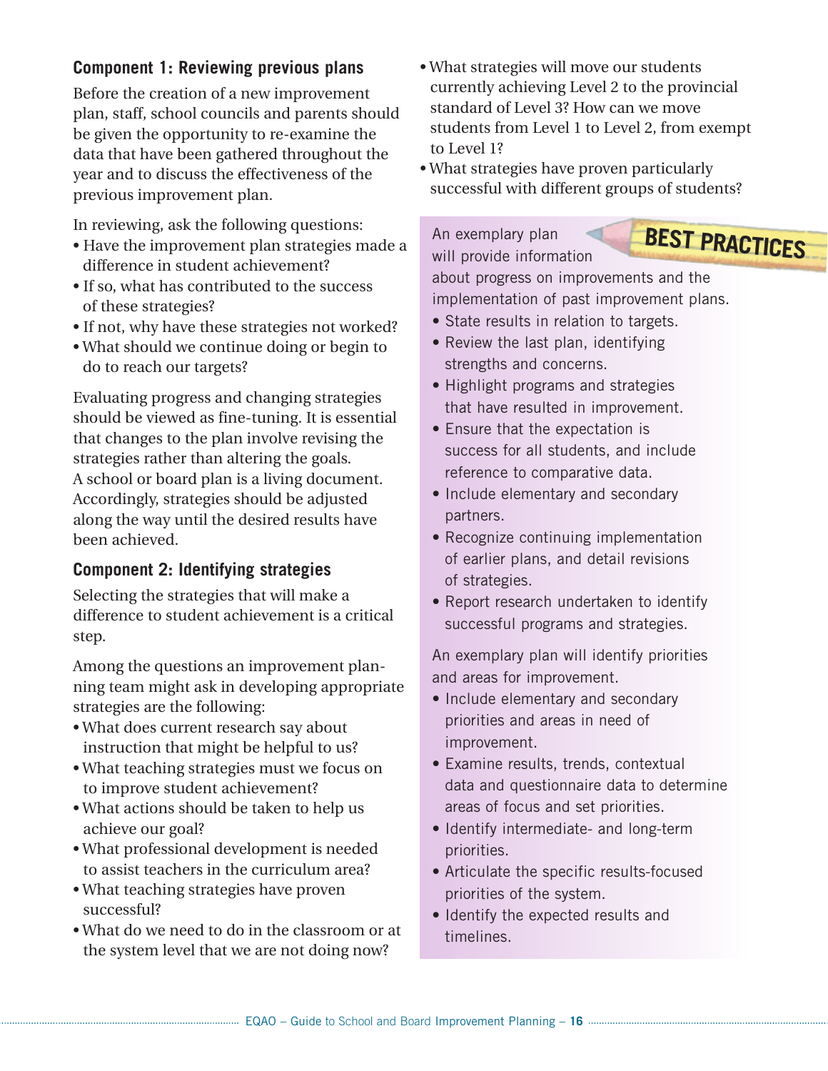### Component 1: Reviewing previous plans

Before the creation of a new improvement plan, staff, school councils and parents should be given the opportunity to re-examine the data that have been gathered throughout the year and to discuss the effectiveness of the previous improvement plan.

In reviewing, ask the following questions:

- Have the improvement plan strategies made a difference in student achievement?
- If so, what has contributed to the success of these strategies?
- If not, why have these strategies not worked?
- What should we continue doing or begin to do to reach our targets?

Evaluating progress and changing strategies should be viewed as fine-tuning. It is essential that changes to the plan involve revising the strategies rather than altering the goals. A school or board plan is a living document. Accordingly, strategies should be adjusted along the way until the desired results have been achieved.

### Component 2: Identifying strategies

Selecting the strategies that will make a difference to student achievement is a critical step.

Among the questions an improvement planning team might ask in developing appropriate strategies are the following:

- What does current research say about instruction that might be helpful to us?
- What teaching strategies must we focus on to improve student achievement?
- What actions should be taken to help us achieve our goal?
- What professional development is needed to assist teachers in the curriculum area?
- What teaching strategies have proven successful?
- What do we need to do in the classroom or at the system level that we are not doing now?
- What strategies will move our students currently achieving Level 2 to the provincial standard of Level 3? How can we move students from Level 1 to Level 2, from exempt to Level 1?
- What strategies have proven particularly successful with different groups of students?

**BEST PRACTICES**

An exemplary plan will provide information about progress on improvements and the implementation of past improvement plans.

- State results in relation to targets.
- Review the last plan, identifying strengths and concerns.
- Highlight programs and strategies that have resulted in improvement.
- Ensure that the expectation is success for all students, and include reference to comparative data.
- Include elementary and secondary partners.
- Recognize continuing implementation of earlier plans, and detail revisions of strategies.
- Report research undertaken to identify successful programs and strategies.

An exemplary plan will identify priorities and areas for improvement.

- Include elementary and secondary priorities and areas in need of improvement.
- Examine results, trends, contextual data and questionnaire data to determine areas of focus and set priorities.
- Identify intermediate- and long-term priorities.
- Articulate the specific results-focused priorities of the system.
- Identify the expected results and timelines.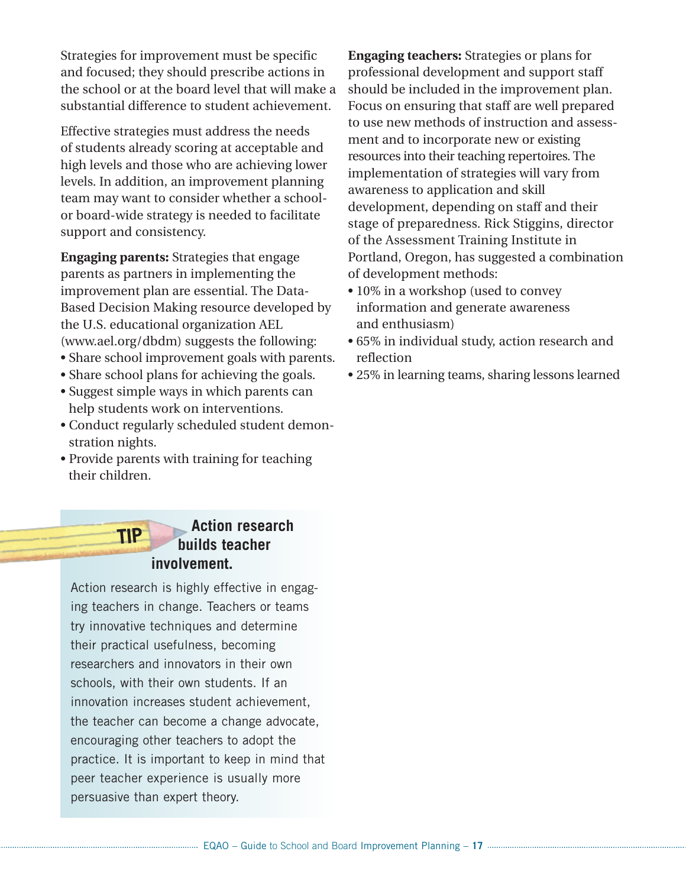Strategies for improvement must be specific and focused; they should prescribe actions in the school or at the board level that will make a substantial difference to student achievement.

Effective strategies must address the needs of students already scoring at acceptable and high levels and those who are achieving lower levels. In addition, an improvement planning team may want to consider whether a school- or board-wide strategy is needed to facilitate support and consistency.

**Engaging parents:** Strategies that engage parents as partners in implementing the improvement plan are essential. The Data-Based Decision Making resource developed by the U.S. educational organization AEL (www.ael.org/dbdm) suggests the following:

- Share school improvement goals with parents.
- Share school plans for achieving the goals.
- Suggest simple ways in which parents can help students work on interventions.
- Conduct regularly scheduled student demonstration nights.
- Provide parents with training for teaching their children.

**Engaging teachers:** Strategies or plans for professional development and support staff should be included in the improvement plan. Focus on ensuring that staff are well prepared to use new methods of instruction and assessment and to incorporate new or existing resources into their teaching repertoires. The implementation of strategies will vary from awareness to application and skill development, depending on staff and their stage of preparedness. Rick Stiggins, director of the Assessment Training Institute in Portland, Oregon, has suggested a combination of development methods:

- 10% in a workshop (used to convey information and generate awareness and enthusiasm)
- 65% in individual study, action research and reflection
- 25% in learning teams, sharing lessons learned

### TIP: Action research builds teacher involvement.

Action research is highly effective in engaging teachers in change. Teachers or teams try innovative techniques and determine their practical usefulness, becoming researchers and innovators in their own schools, with their own students. If an innovation increases student achievement, the teacher can become a change advocate, encouraging other teachers to adopt the practice. It is important to keep in mind that peer teacher experience is usually more persuasive than expert theory.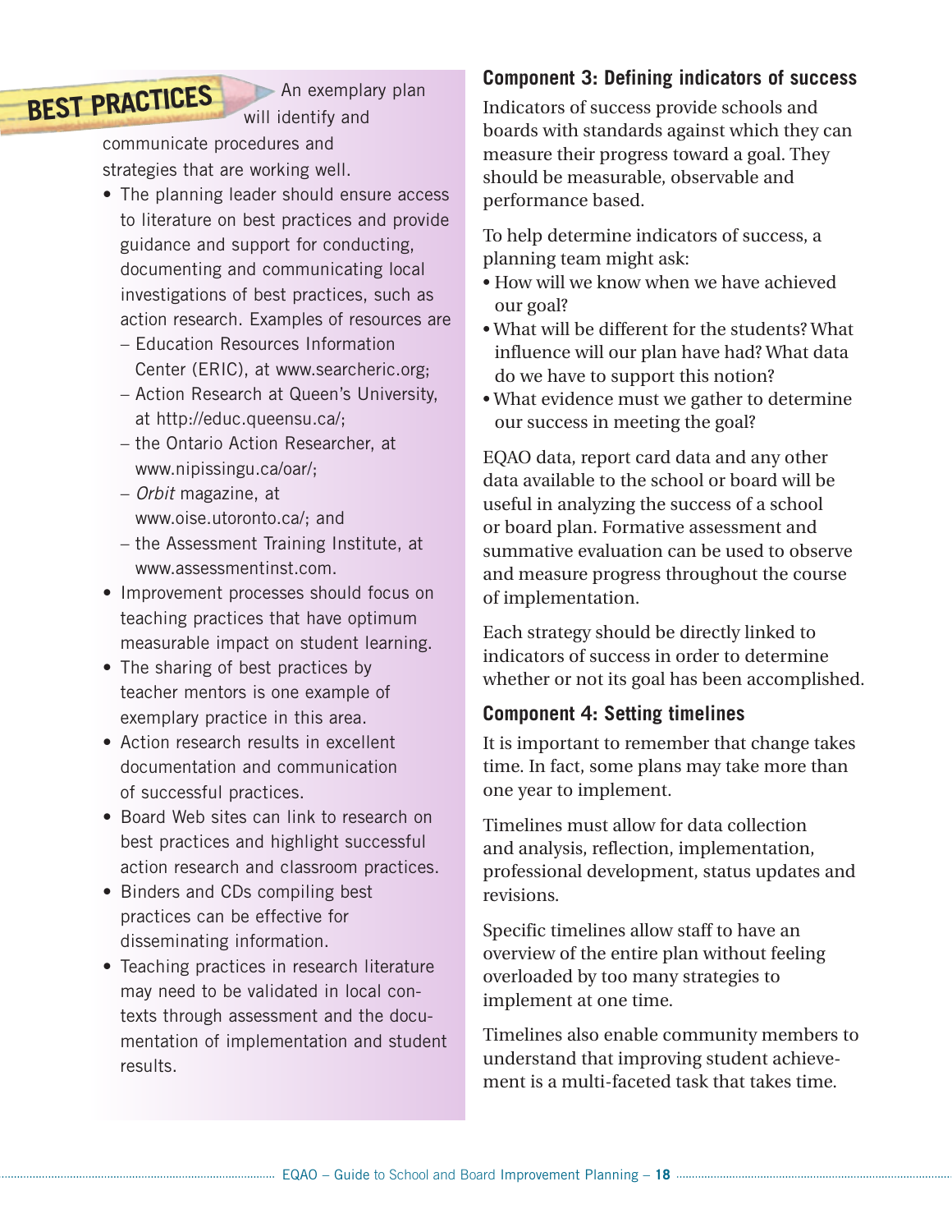## BEST PRACTICES

An exemplary plan will identify and communicate procedures and strategies that are working well.

- The planning leader should ensure access to literature on best practices and provide guidance and support for conducting, documenting and communicating local investigations of best practices, such as action research. Examples of resources are
  - Education Resources Information Center (ERIC), at www.searcheric.org;
  - Action Research at Queen's University, at http://educ.queensu.ca/;
  - the Ontario Action Researcher, at www.nipissingu.ca/oar/;
  - *Orbit* magazine, at www.oise.utoronto.ca/; and
  - the Assessment Training Institute, at www.assessmentinst.com.
- Improvement processes should focus on teaching practices that have optimum measurable impact on student learning.
- The sharing of best practices by teacher mentors is one example of exemplary practice in this area.
- Action research results in excellent documentation and communication of successful practices.
- Board Web sites can link to research on best practices and highlight successful action research and classroom practices.
- Binders and CDs compiling best practices can be effective for disseminating information.
- Teaching practices in research literature may need to be validated in local contexts through assessment and the documentation of implementation and student results.

### Component 3: Defining indicators of success

Indicators of success provide schools and boards with standards against which they can measure their progress toward a goal. They should be measurable, observable and performance based.

To help determine indicators of success, a planning team might ask:

- How will we know when we have achieved our goal?
- What will be different for the students? What influence will our plan have had? What data do we have to support this notion?
- What evidence must we gather to determine our success in meeting the goal?

EQAO data, report card data and any other data available to the school or board will be useful in analyzing the success of a school or board plan. Formative assessment and summative evaluation can be used to observe and measure progress throughout the course of implementation.

Each strategy should be directly linked to indicators of success in order to determine whether or not its goal has been accomplished.

### Component 4: Setting timelines

It is important to remember that change takes time. In fact, some plans may take more than one year to implement.

Timelines must allow for data collection and analysis, reflection, implementation, professional development, status updates and revisions.

Specific timelines allow staff to have an overview of the entire plan without feeling overloaded by too many strategies to implement at one time.

Timelines also enable community members to understand that improving student achievement is a multi-faceted task that takes time.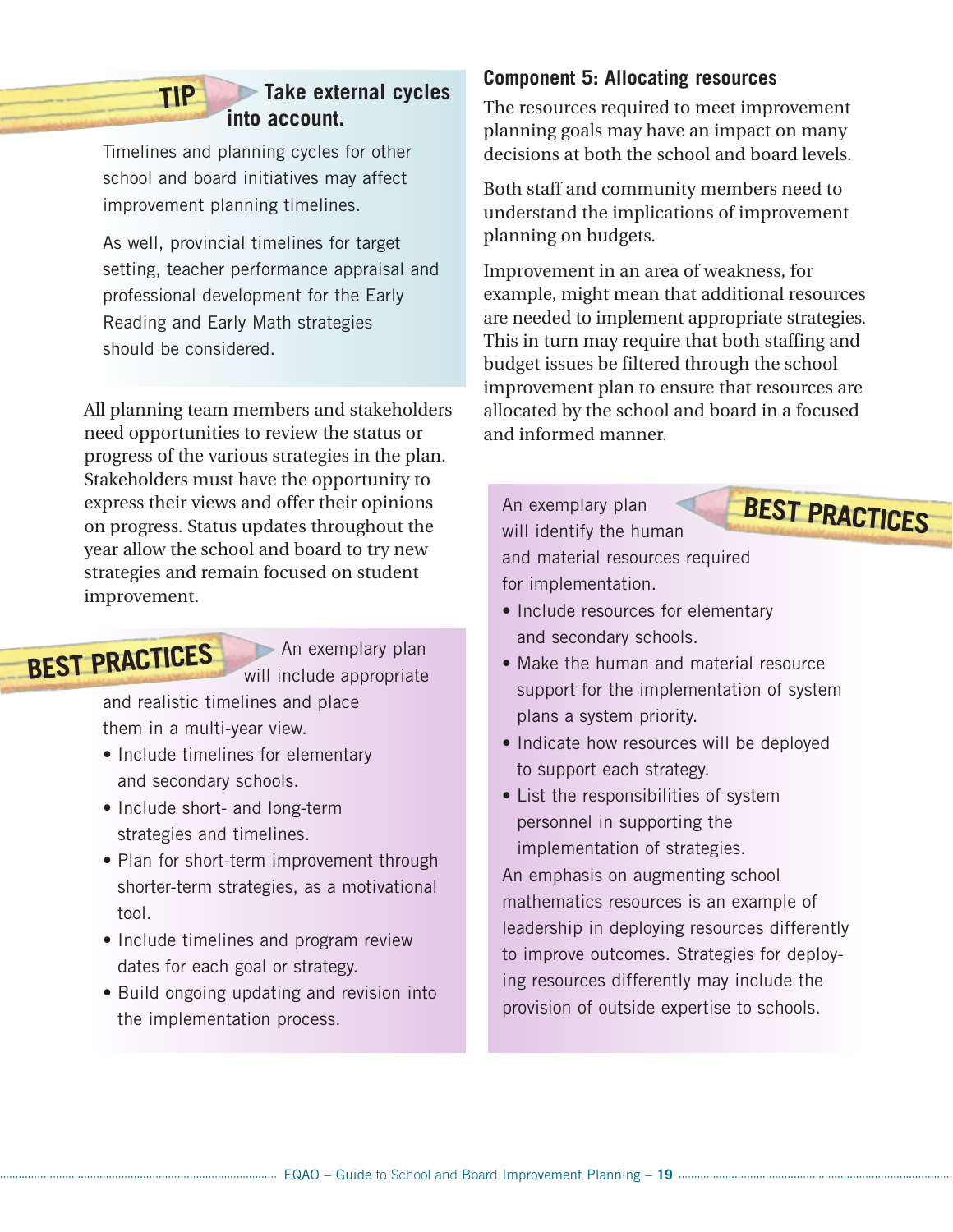**TIP** **Take external cycles into account.**

Timelines and planning cycles for other school and board initiatives may affect improvement planning timelines.

As well, provincial timelines for target setting, teacher performance appraisal and professional development for the Early Reading and Early Math strategies should be considered.

All planning team members and stakeholders need opportunities to review the status or progress of the various strategies in the plan. Stakeholders must have the opportunity to express their views and offer their opinions on progress. Status updates throughout the year allow the school and board to try new strategies and remain focused on student improvement.

**BEST PRACTICES**

An exemplary plan will include appropriate and realistic timelines and place them in a multi-year view.

- Include timelines for elementary and secondary schools.
- Include short- and long-term strategies and timelines.
- Plan for short-term improvement through shorter-term strategies, as a motivational tool.
- Include timelines and program review dates for each goal or strategy.
- Build ongoing updating and revision into the implementation process.

### Component 5: Allocating resources

The resources required to meet improvement planning goals may have an impact on many decisions at both the school and board levels.

Both staff and community members need to understand the implications of improvement planning on budgets.

Improvement in an area of weakness, for example, might mean that additional resources are needed to implement appropriate strategies. This in turn may require that both staffing and budget issues be filtered through the school improvement plan to ensure that resources are allocated by the school and board in a focused and informed manner.

**BEST PRACTICES**

An exemplary plan will identify the human and material resources required for implementation.

- Include resources for elementary and secondary schools.
- Make the human and material resource support for the implementation of system plans a system priority.
- Indicate how resources will be deployed to support each strategy.
- List the responsibilities of system personnel in supporting the implementation of strategies.

An emphasis on augmenting school mathematics resources is an example of leadership in deploying resources differently to improve outcomes. Strategies for deploying resources differently may include the provision of outside expertise to schools.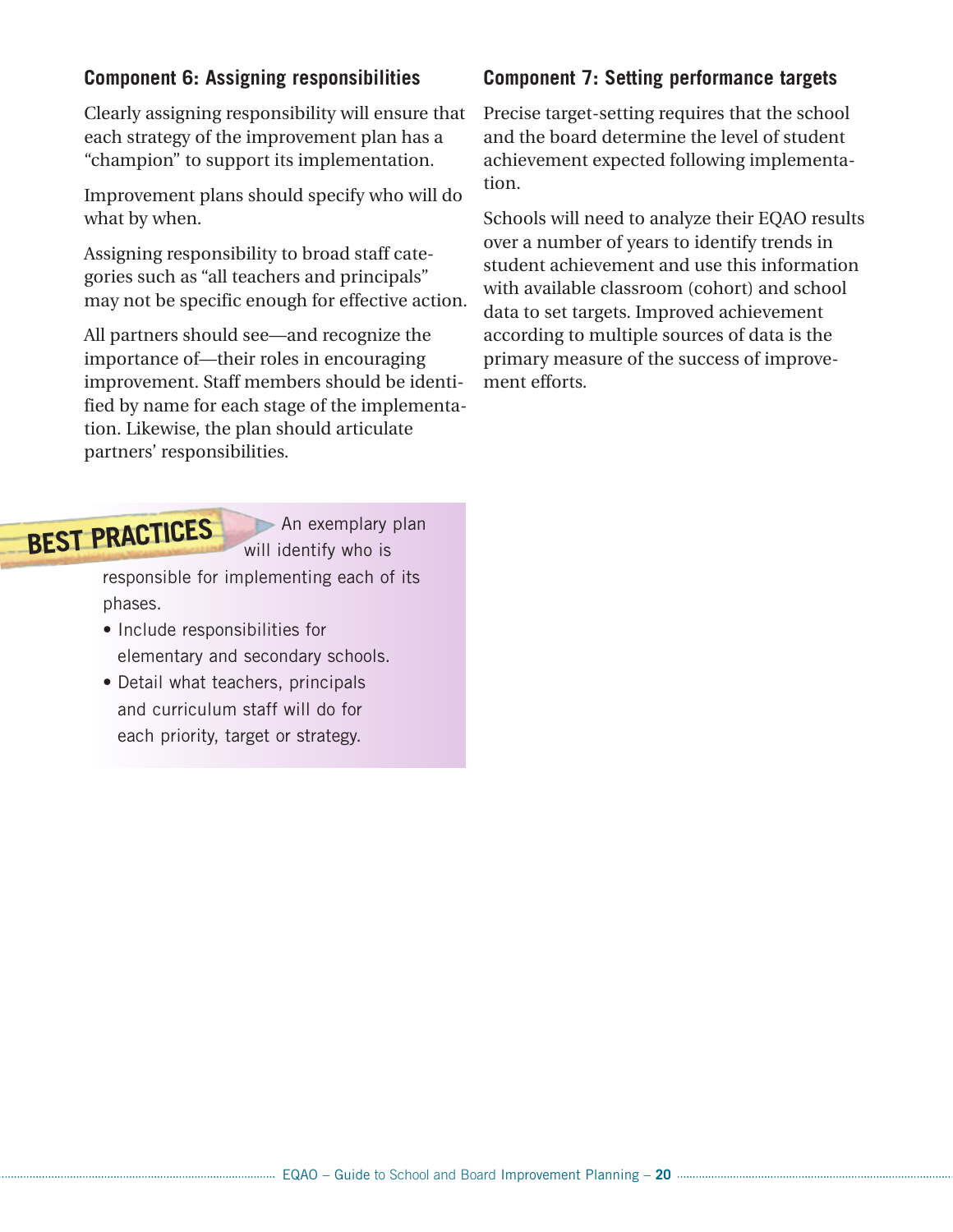### Component 6: Assigning responsibilities

Clearly assigning responsibility will ensure that each strategy of the improvement plan has a "champion" to support its implementation.

Improvement plans should specify who will do what by when.

Assigning responsibility to broad staff categories such as "all teachers and principals" may not be specific enough for effective action.

All partners should see—and recognize the importance of—their roles in encouraging improvement. Staff members should be identified by name for each stage of the implementation. Likewise, the plan should articulate partners' responsibilities.

**BEST PRACTICES** An exemplary plan will identify who is responsible for implementing each of its phases.

- Include responsibilities for elementary and secondary schools.
- Detail what teachers, principals and curriculum staff will do for each priority, target or strategy.

### Component 7: Setting performance targets

Precise target-setting requires that the school and the board determine the level of student achievement expected following implementation.

Schools will need to analyze their EQAO results over a number of years to identify trends in student achievement and use this information with available classroom (cohort) and school data to set targets. Improved achievement according to multiple sources of data is the primary measure of the success of improvement efforts.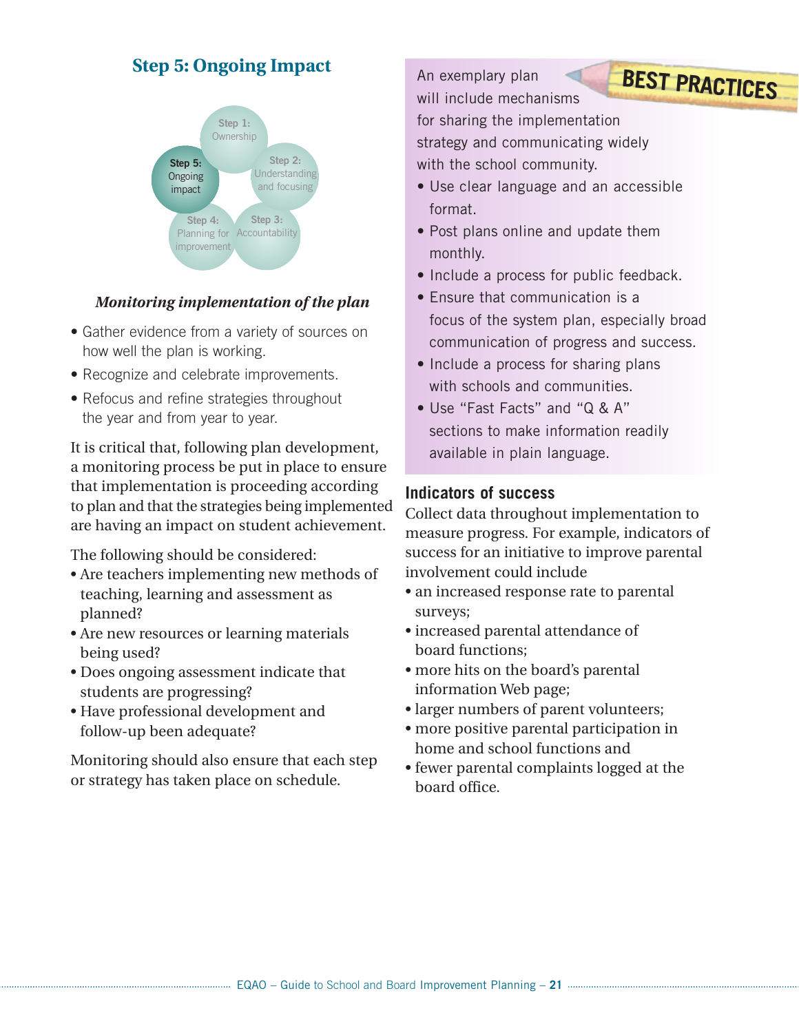## Step 5: Ongoing Impact

Step 1: Ownership

Step 2: Understanding and focusing

Step 3: Accountability

Step 4: Planning for improvement

Step 5: Ongoing impact

### *Monitoring implementation of the plan*

- Gather evidence from a variety of sources on how well the plan is working.
- Recognize and celebrate improvements.
- Refocus and refine strategies throughout the year and from year to year.

It is critical that, following plan development, a monitoring process be put in place to ensure that implementation is proceeding according to plan and that the strategies being implemented are having an impact on student achievement.

The following should be considered:

- Are teachers implementing new methods of teaching, learning and assessment as planned?
- Are new resources or learning materials being used?
- Does ongoing assessment indicate that students are progressing?
- Have professional development and follow-up been adequate?

Monitoring should also ensure that each step or strategy has taken place on schedule.

**BEST PRACTICES**

An exemplary plan will include mechanisms for sharing the implementation strategy and communicating widely with the school community.

- Use clear language and an accessible format.
- Post plans online and update them monthly.
- Include a process for public feedback.
- Ensure that communication is a focus of the system plan, especially broad communication of progress and success.
- Include a process for sharing plans with schools and communities.
- Use "Fast Facts" and "Q & A" sections to make information readily available in plain language.

### Indicators of success

Collect data throughout implementation to measure progress. For example, indicators of success for an initiative to improve parental involvement could include

- an increased response rate to parental surveys;
- increased parental attendance of board functions;
- more hits on the board's parental information Web page;
- larger numbers of parent volunteers;
- more positive parental participation in home and school functions and
- fewer parental complaints logged at the board office.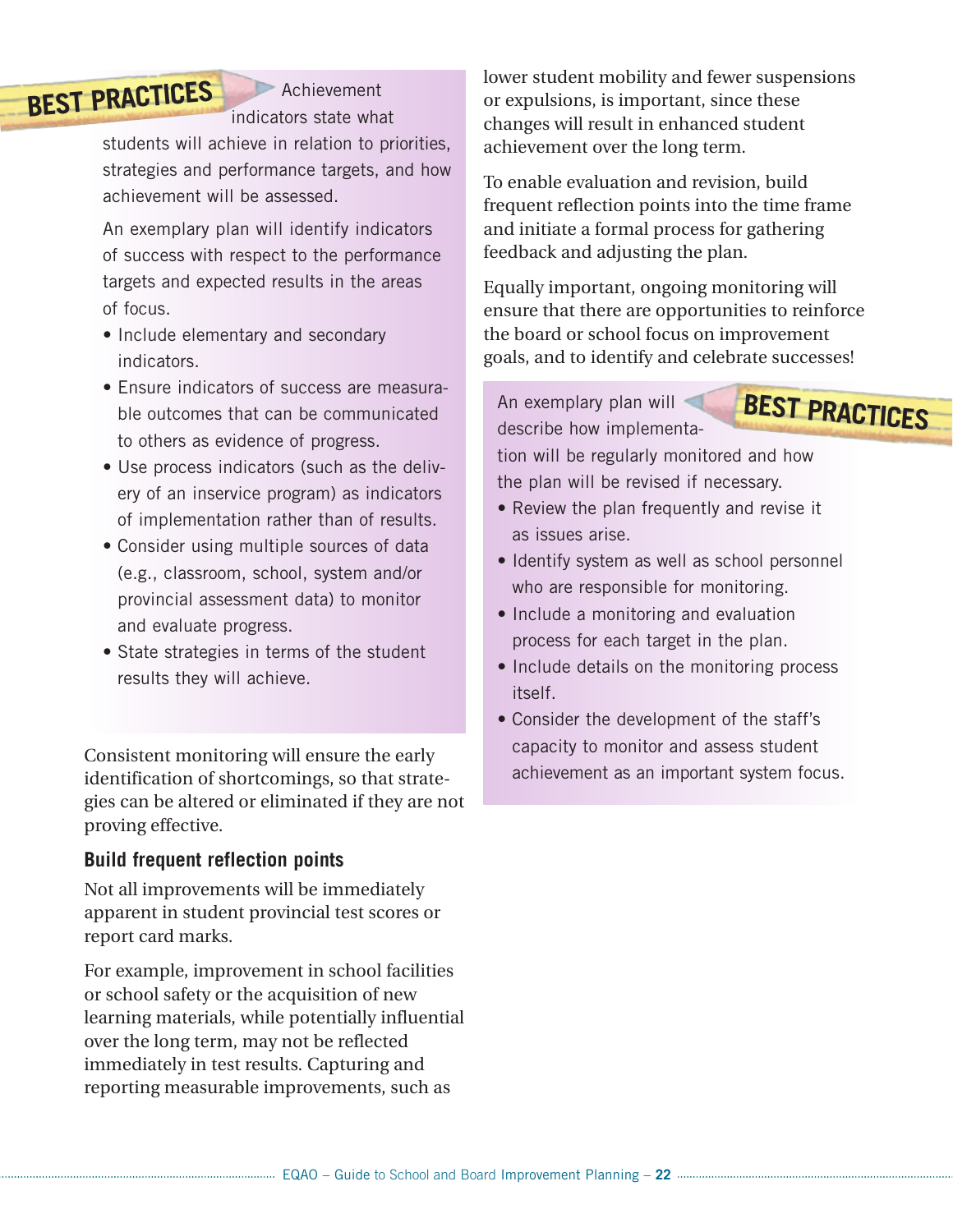**BEST PRACTICES**

Achievement indicators state what students will achieve in relation to priorities, strategies and performance targets, and how achievement will be assessed.

An exemplary plan will identify indicators of success with respect to the performance targets and expected results in the areas of focus.

- Include elementary and secondary indicators.
- Ensure indicators of success are measurable outcomes that can be communicated to others as evidence of progress.
- Use process indicators (such as the delivery of an inservice program) as indicators of implementation rather than of results.
- Consider using multiple sources of data (e.g., classroom, school, system and/or provincial assessment data) to monitor and evaluate progress.
- State strategies in terms of the student results they will achieve.

Consistent monitoring will ensure the early identification of shortcomings, so that strategies can be altered or eliminated if they are not proving effective.

### Build frequent reflection points

Not all improvements will be immediately apparent in student provincial test scores or report card marks.

For example, improvement in school facilities or school safety or the acquisition of new learning materials, while potentially influential over the long term, may not be reflected immediately in test results. Capturing and reporting measurable improvements, such as lower student mobility and fewer suspensions or expulsions, is important, since these changes will result in enhanced student achievement over the long term.

To enable evaluation and revision, build frequent reflection points into the time frame and initiate a formal process for gathering feedback and adjusting the plan.

Equally important, ongoing monitoring will ensure that there are opportunities to reinforce the board or school focus on improvement goals, and to identify and celebrate successes!

**BEST PRACTICES**

An exemplary plan will describe how implementation will be regularly monitored and how the plan will be revised if necessary.

- Review the plan frequently and revise it as issues arise.
- Identify system as well as school personnel who are responsible for monitoring.
- Include a monitoring and evaluation process for each target in the plan.
- Include details on the monitoring process itself.
- Consider the development of the staff's capacity to monitor and assess student achievement as an important system focus.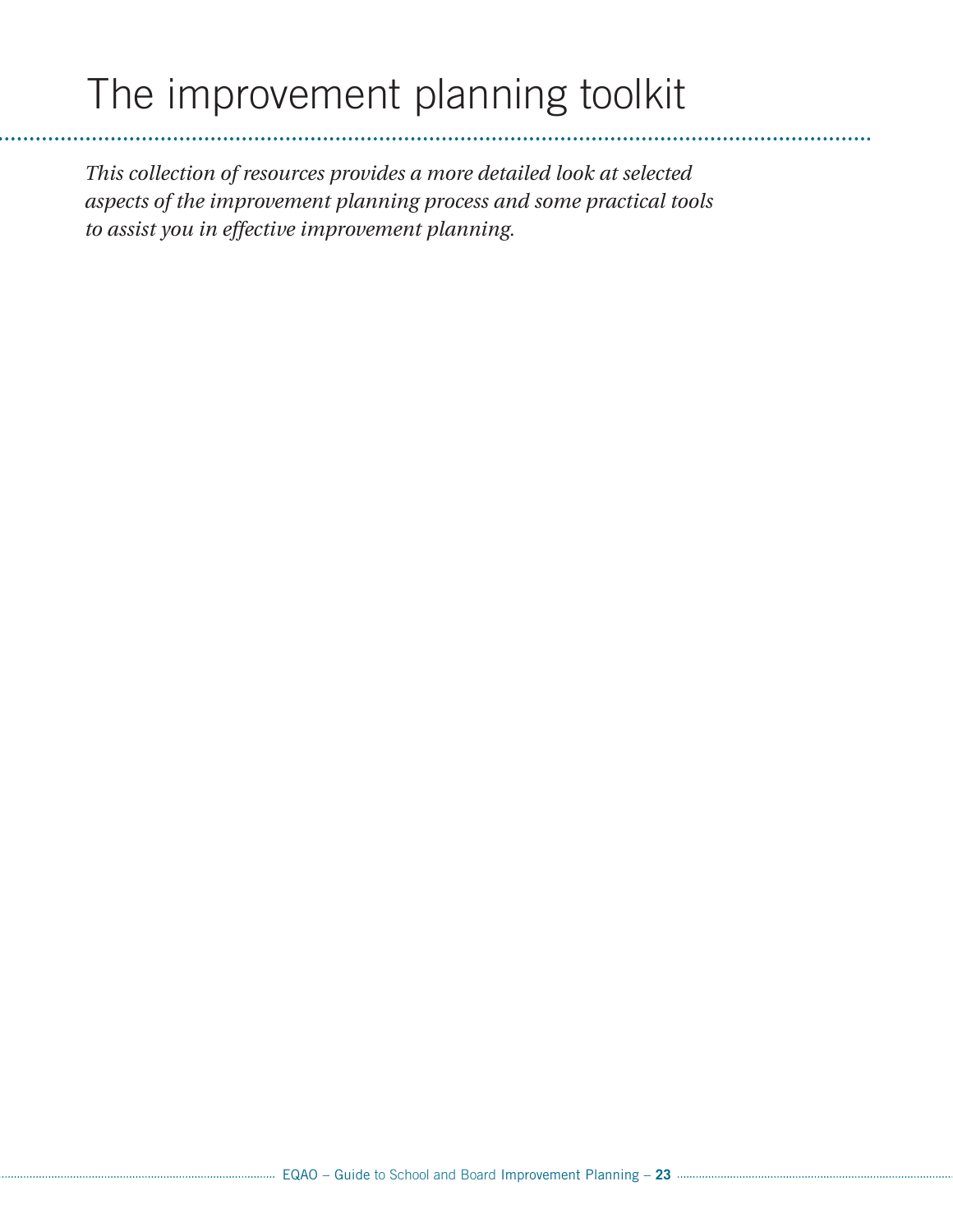# The improvement planning toolkit

*This collection of resources provides a more detailed look at selected aspects of the improvement planning process and some practical tools to assist you in effective improvement planning.*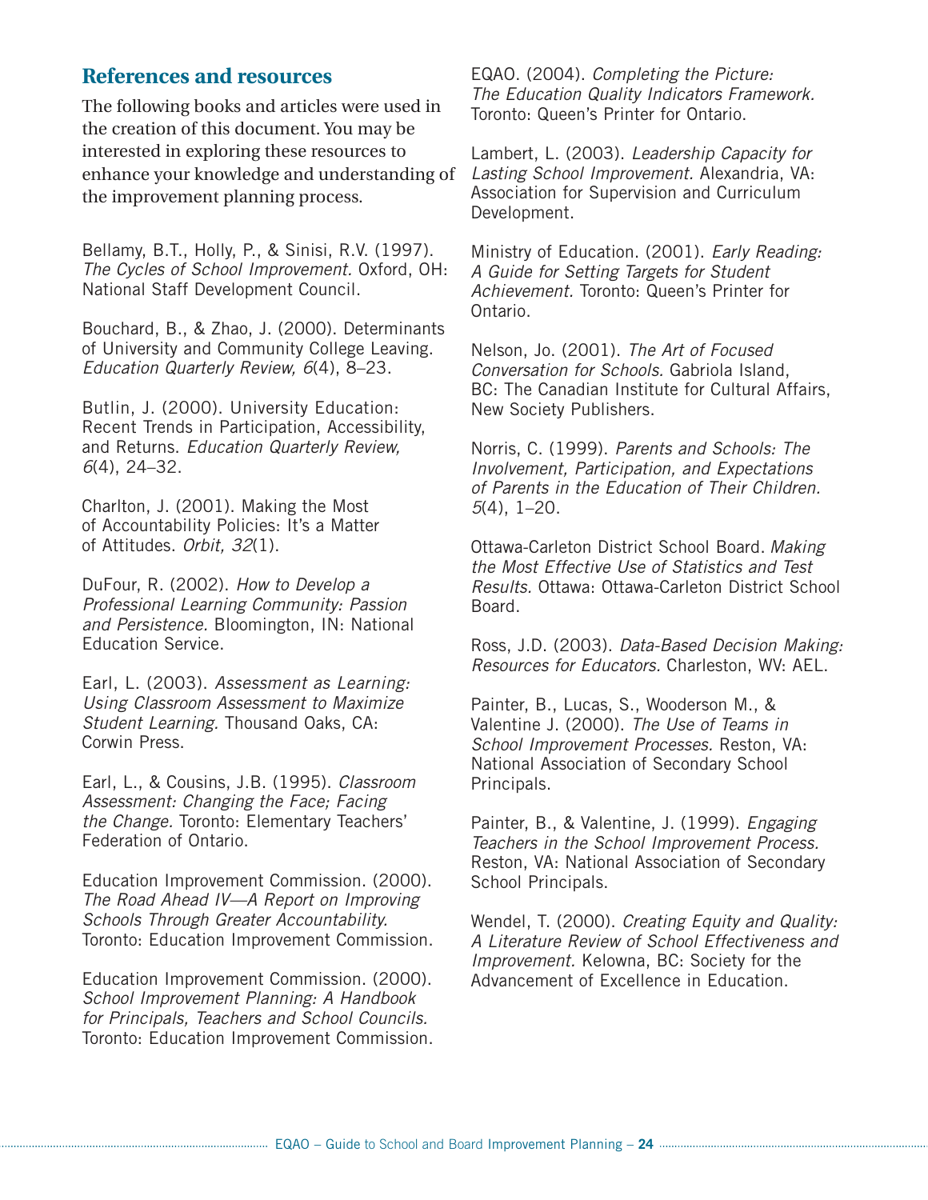## References and resources

The following books and articles were used in the creation of this document. You may be interested in exploring these resources to enhance your knowledge and understanding of the improvement planning process.

Bellamy, B.T., Holly, P., & Sinisi, R.V. (1997). *The Cycles of School Improvement.* Oxford, OH: National Staff Development Council.

Bouchard, B., & Zhao, J. (2000). Determinants of University and Community College Leaving. *Education Quarterly Review, 6*(4), 8–23.

Butlin, J. (2000). University Education: Recent Trends in Participation, Accessibility, and Returns. *Education Quarterly Review, 6*(4), 24–32.

Charlton, J. (2001). Making the Most of Accountability Policies: It's a Matter of Attitudes. *Orbit, 32*(1).

DuFour, R. (2002). *How to Develop a Professional Learning Community: Passion and Persistence.* Bloomington, IN: National Education Service.

Earl, L. (2003). *Assessment as Learning: Using Classroom Assessment to Maximize Student Learning.* Thousand Oaks, CA: Corwin Press.

Earl, L., & Cousins, J.B. (1995). *Classroom Assessment: Changing the Face; Facing the Change.* Toronto: Elementary Teachers' Federation of Ontario.

Education Improvement Commission. (2000). *The Road Ahead IV—A Report on Improving Schools Through Greater Accountability.* Toronto: Education Improvement Commission.

Education Improvement Commission. (2000). *School Improvement Planning: A Handbook for Principals, Teachers and School Councils.* Toronto: Education Improvement Commission.

EQAO. (2004). *Completing the Picture: The Education Quality Indicators Framework.* Toronto: Queen's Printer for Ontario.

Lambert, L. (2003). *Leadership Capacity for Lasting School Improvement.* Alexandria, VA: Association for Supervision and Curriculum Development.

Ministry of Education. (2001). *Early Reading: A Guide for Setting Targets for Student Achievement.* Toronto: Queen's Printer for Ontario.

Nelson, Jo. (2001). *The Art of Focused Conversation for Schools.* Gabriola Island, BC: The Canadian Institute for Cultural Affairs, New Society Publishers.

Norris, C. (1999). *Parents and Schools: The Involvement, Participation, and Expectations of Parents in the Education of Their Children. 5*(4), 1–20.

Ottawa-Carleton District School Board. *Making the Most Effective Use of Statistics and Test Results.* Ottawa: Ottawa-Carleton District School Board.

Ross, J.D. (2003). *Data-Based Decision Making: Resources for Educators.* Charleston, WV: AEL.

Painter, B., Lucas, S., Wooderson M., & Valentine J. (2000). *The Use of Teams in School Improvement Processes.* Reston, VA: National Association of Secondary School Principals.

Painter, B., & Valentine, J. (1999). *Engaging Teachers in the School Improvement Process.* Reston, VA: National Association of Secondary School Principals.

Wendel, T. (2000). *Creating Equity and Quality: A Literature Review of School Effectiveness and Improvement.* Kelowna, BC: Society for the Advancement of Excellence in Education.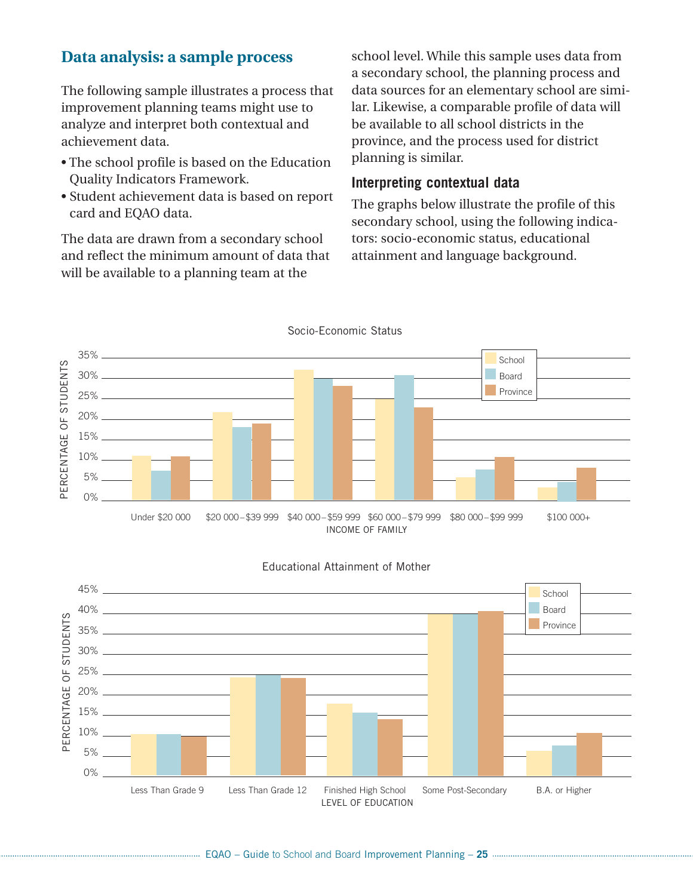## Data analysis: a sample process

The following sample illustrates a process that improvement planning teams might use to analyze and interpret both contextual and achievement data.

- The school profile is based on the Education Quality Indicators Framework.
- Student achievement data is based on report card and EQAO data.

The data are drawn from a secondary school and reflect the minimum amount of data that will be available to a planning team at the school level. While this sample uses data from a secondary school, the planning process and data sources for an elementary school are similar. Likewise, a comparable profile of data will be available to all school districts in the province, and the process used for district planning is similar.

### Interpreting contextual data

The graphs below illustrate the profile of this secondary school, using the following indicators: socio-economic status, educational attainment and language background.

Socio-Economic Status

PERCENTAGE OF STUDENTS

0% 5% 10% 15% 20% 25% 30% 35%

School | Board | Province

Under $20 000 | $20 000–$39 999 | $40 000–$59 999 | $60 000–$79 999 | $80 000–$99 999 | $100 000+

INCOME OF FAMILY

Educational Attainment of Mother

PERCENTAGE OF STUDENTS

0% 5% 10% 15% 20% 25% 30% 35% 40% 45%

School | Board | Province

Less Than Grade 9 | Less Than Grade 12 | Finished High School | Some Post-Secondary | B.A. or Higher

LEVEL OF EDUCATION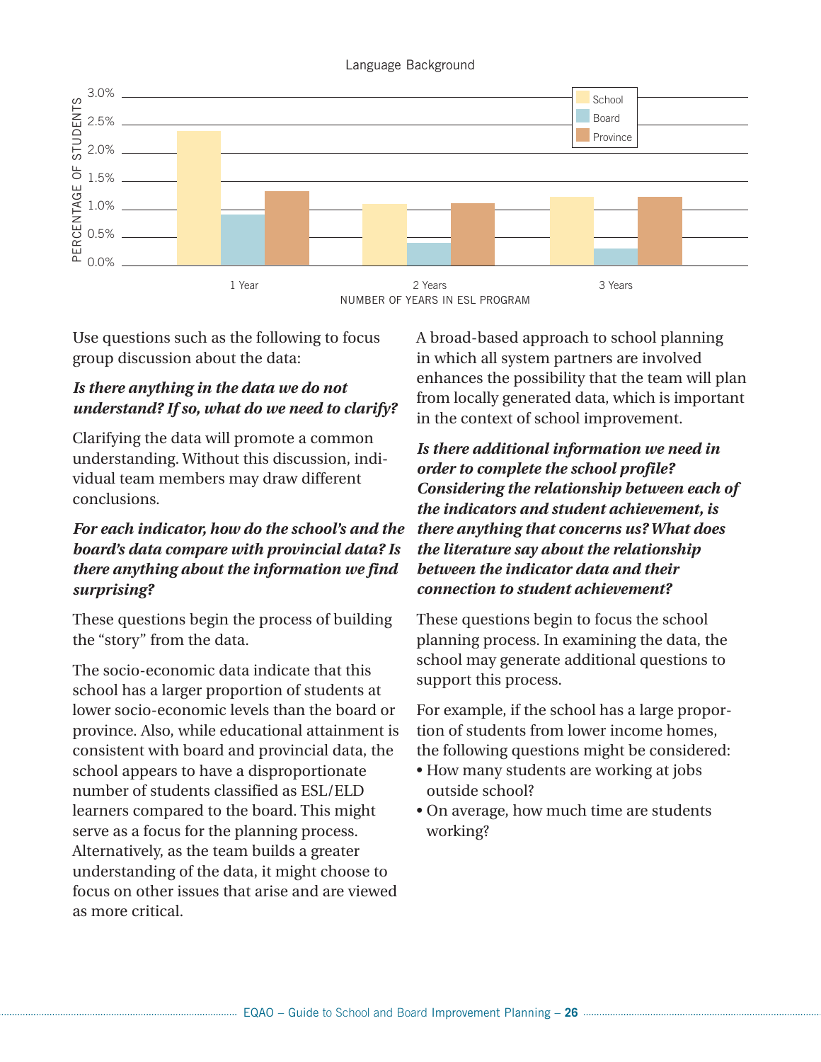Language Background

Use questions such as the following to focus group discussion about the data:

***Is there anything in the data we do not understand? If so, what do we need to clarify?***

Clarifying the data will promote a common understanding. Without this discussion, individual team members may draw different conclusions.

***For each indicator, how do the school's and the board's data compare with provincial data? Is there anything about the information we find surprising?***

These questions begin the process of building the "story" from the data.

The socio-economic data indicate that this school has a larger proportion of students at lower socio-economic levels than the board or province. Also, while educational attainment is consistent with board and provincial data, the school appears to have a disproportionate number of students classified as ESL/ELD learners compared to the board. This might serve as a focus for the planning process. Alternatively, as the team builds a greater understanding of the data, it might choose to focus on other issues that arise and are viewed as more critical.

A broad-based approach to school planning in which all system partners are involved enhances the possibility that the team will plan from locally generated data, which is important in the context of school improvement.

***Is there additional information we need in order to complete the school profile? Considering the relationship between each of the indicators and student achievement, is there anything that concerns us? What does the literature say about the relationship between the indicator data and their connection to student achievement?***

These questions begin to focus the school planning process. In examining the data, the school may generate additional questions to support this process.

For example, if the school has a large proportion of students from lower income homes, the following questions might be considered:

- How many students are working at jobs outside school?
- On average, how much time are students working?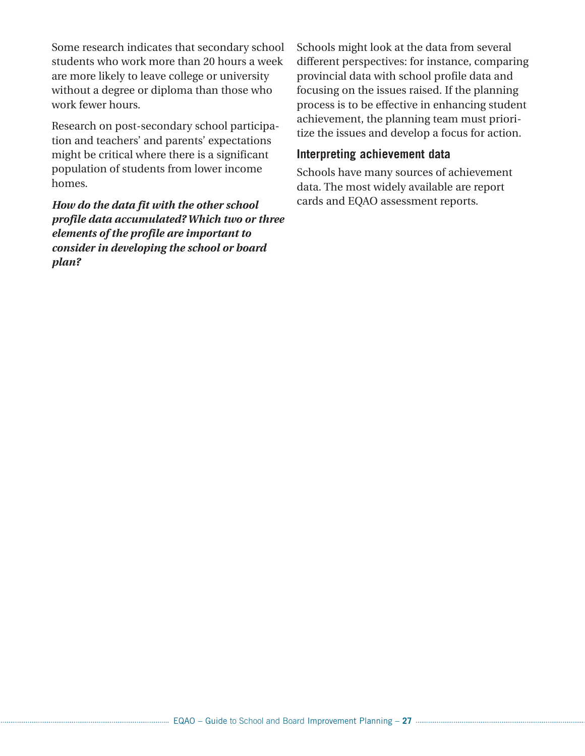Some research indicates that secondary school students who work more than 20 hours a week are more likely to leave college or university without a degree or diploma than those who work fewer hours.

Research on post-secondary school participation and teachers' and parents' expectations might be critical where there is a significant population of students from lower income homes.

***How do the data fit with the other school profile data accumulated? Which two or three elements of the profile are important to consider in developing the school or board plan?***

Schools might look at the data from several different perspectives: for instance, comparing provincial data with school profile data and focusing on the issues raised. If the planning process is to be effective in enhancing student achievement, the planning team must prioritize the issues and develop a focus for action.

### Interpreting achievement data

Schools have many sources of achievement data. The most widely available are report cards and EQAO assessment reports.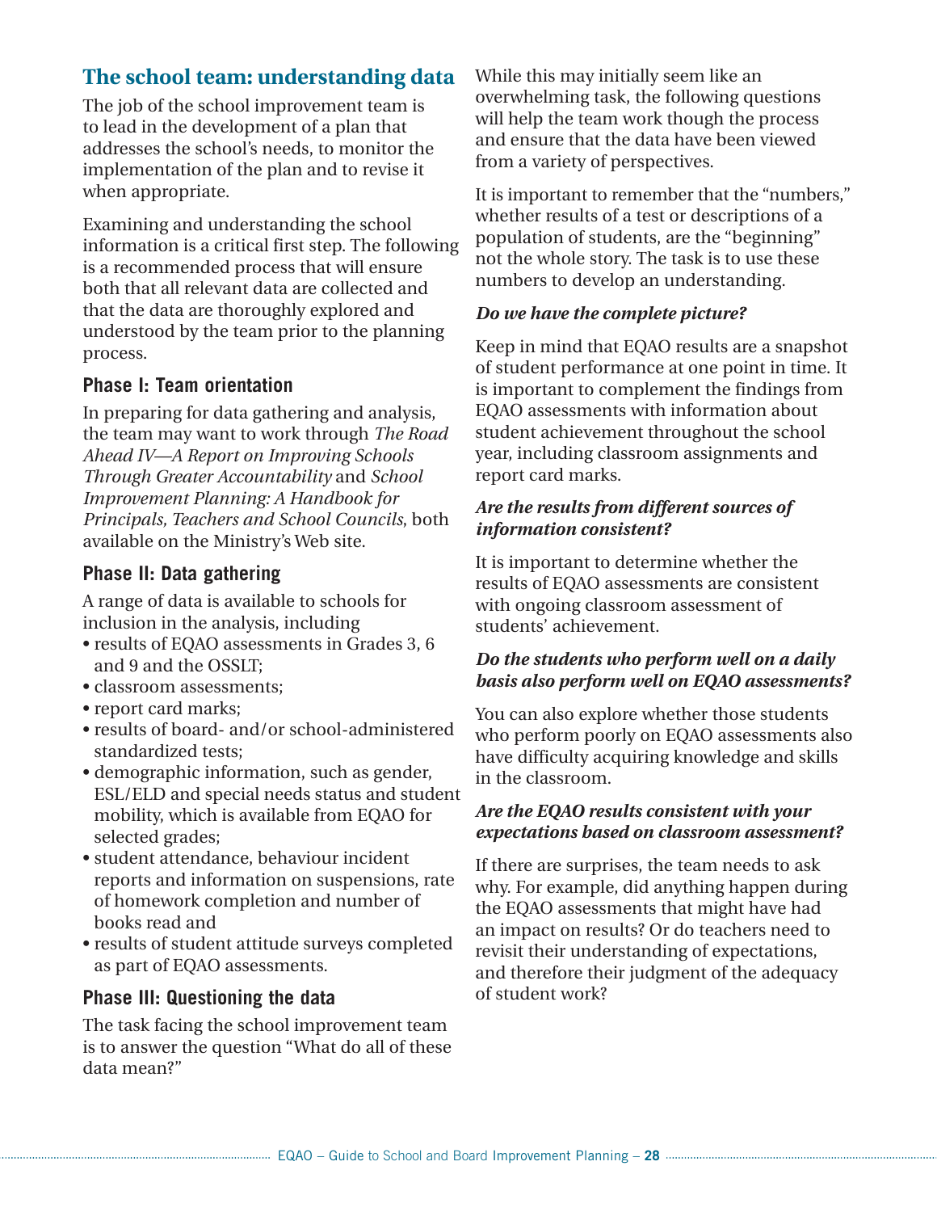## The school team: understanding data

The job of the school improvement team is to lead in the development of a plan that addresses the school's needs, to monitor the implementation of the plan and to revise it when appropriate.

Examining and understanding the school information is a critical first step. The following is a recommended process that will ensure both that all relevant data are collected and that the data are thoroughly explored and understood by the team prior to the planning process.

### Phase I: Team orientation

In preparing for data gathering and analysis, the team may want to work through *The Road Ahead IV—A Report on Improving Schools Through Greater Accountability* and *School Improvement Planning: A Handbook for Principals, Teachers and School Councils*, both available on the Ministry's Web site.

### Phase II: Data gathering

A range of data is available to schools for inclusion in the analysis, including

- results of EQAO assessments in Grades 3, 6 and 9 and the OSSLT;
- classroom assessments;
- report card marks;
- results of board- and/or school-administered standardized tests;
- demographic information, such as gender, ESL/ELD and special needs status and student mobility, which is available from EQAO for selected grades;
- student attendance, behaviour incident reports and information on suspensions, rate of homework completion and number of books read and
- results of student attitude surveys completed as part of EQAO assessments.

### Phase III: Questioning the data

The task facing the school improvement team is to answer the question "What do all of these data mean?"

While this may initially seem like an overwhelming task, the following questions will help the team work though the process and ensure that the data have been viewed from a variety of perspectives.

It is important to remember that the "numbers," whether results of a test or descriptions of a population of students, are the "beginning" not the whole story. The task is to use these numbers to develop an understanding.

***Do we have the complete picture?***

Keep in mind that EQAO results are a snapshot of student performance at one point in time. It is important to complement the findings from EQAO assessments with information about student achievement throughout the school year, including classroom assignments and report card marks.

***Are the results from different sources of information consistent?***

It is important to determine whether the results of EQAO assessments are consistent with ongoing classroom assessment of students' achievement.

***Do the students who perform well on a daily basis also perform well on EQAO assessments?***

You can also explore whether those students who perform poorly on EQAO assessments also have difficulty acquiring knowledge and skills in the classroom.

***Are the EQAO results consistent with your expectations based on classroom assessment?***

If there are surprises, the team needs to ask why. For example, did anything happen during the EQAO assessments that might have had an impact on results? Or do teachers need to revisit their understanding of expectations, and therefore their judgment of the adequacy of student work?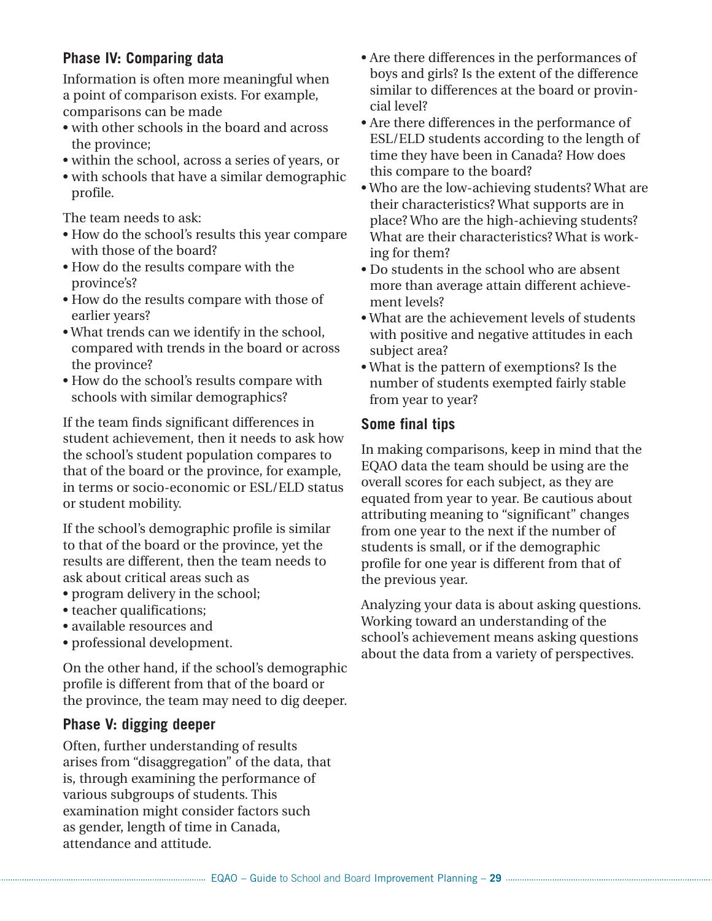### Phase IV: Comparing data

Information is often more meaningful when a point of comparison exists. For example, comparisons can be made

- with other schools in the board and across the province;
- within the school, across a series of years, or
- with schools that have a similar demographic profile.

The team needs to ask:

- How do the school's results this year compare with those of the board?
- How do the results compare with the province's?
- How do the results compare with those of earlier years?
- What trends can we identify in the school, compared with trends in the board or across the province?
- How do the school's results compare with schools with similar demographics?

If the team finds significant differences in student achievement, then it needs to ask how the school's student population compares to that of the board or the province, for example, in terms or socio-economic or ESL/ELD status or student mobility.

If the school's demographic profile is similar to that of the board or the province, yet the results are different, then the team needs to ask about critical areas such as

- program delivery in the school;
- teacher qualifications;
- available resources and
- professional development.

On the other hand, if the school's demographic profile is different from that of the board or the province, the team may need to dig deeper.

### Phase V: digging deeper

Often, further understanding of results arises from "disaggregation" of the data, that is, through examining the performance of various subgroups of students. This examination might consider factors such as gender, length of time in Canada, attendance and attitude.

- Are there differences in the performances of boys and girls? Is the extent of the difference similar to differences at the board or provincial level?
- Are there differences in the performance of ESL/ELD students according to the length of time they have been in Canada? How does this compare to the board?
- Who are the low-achieving students? What are their characteristics? What supports are in place? Who are the high-achieving students? What are their characteristics? What is working for them?
- Do students in the school who are absent more than average attain different achievement levels?
- What are the achievement levels of students with positive and negative attitudes in each subject area?
- What is the pattern of exemptions? Is the number of students exempted fairly stable from year to year?

### Some final tips

In making comparisons, keep in mind that the EQAO data the team should be using are the overall scores for each subject, as they are equated from year to year. Be cautious about attributing meaning to "significant" changes from one year to the next if the number of students is small, or if the demographic profile for one year is different from that of the previous year.

Analyzing your data is about asking questions. Working toward an understanding of the school's achievement means asking questions about the data from a variety of perspectives.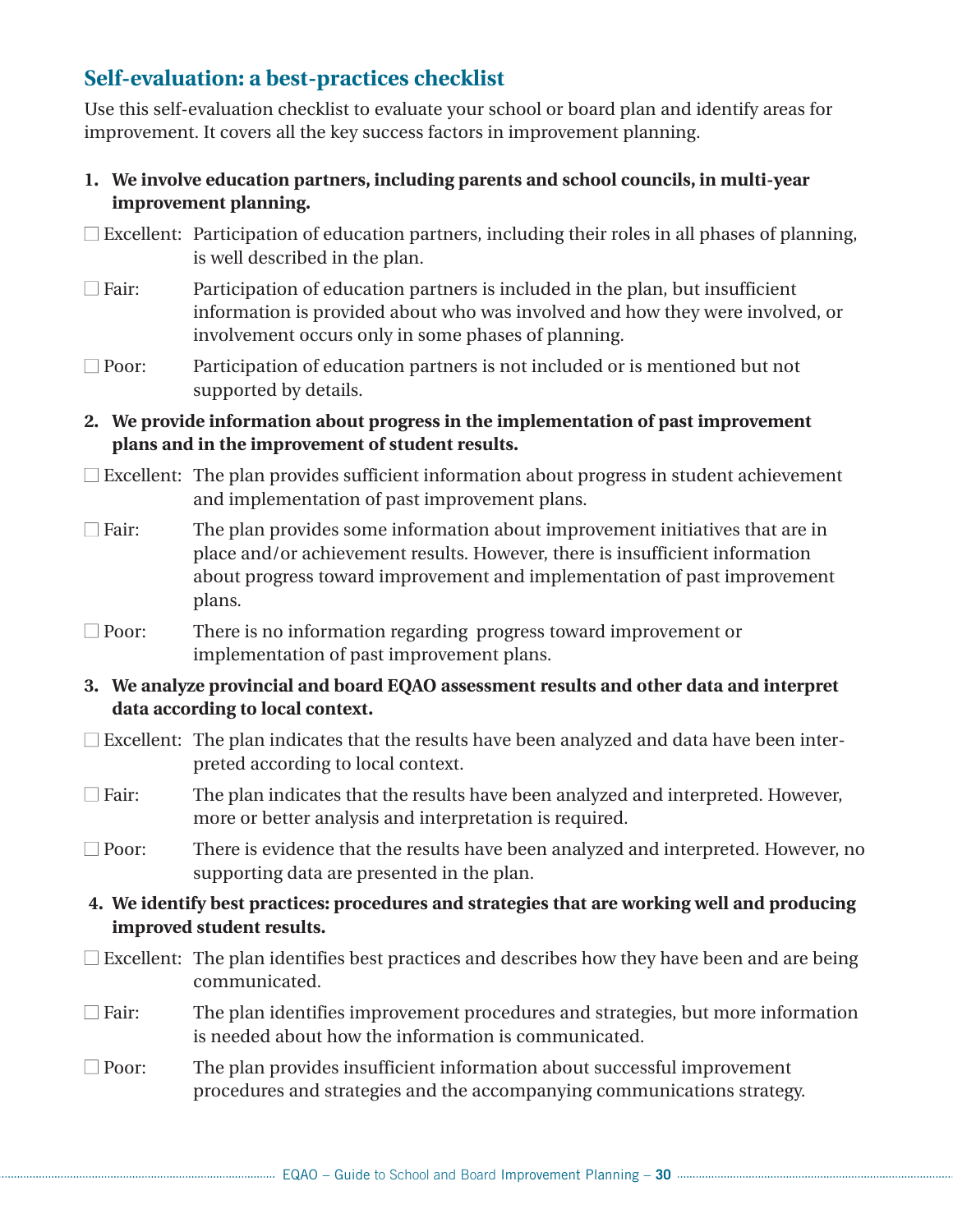## Self-evaluation: a best-practices checklist

Use this self-evaluation checklist to evaluate your school or board plan and identify areas for improvement. It covers all the key success factors in improvement planning.

**1. We involve education partners, including parents and school councils, in multi-year improvement planning.**

☐ Excellent: Participation of education partners, including their roles in all phases of planning, is well described in the plan.

☐ Fair: Participation of education partners is included in the plan, but insufficient information is provided about who was involved and how they were involved, or involvement occurs only in some phases of planning.

☐ Poor: Participation of education partners is not included or is mentioned but not supported by details.

**2. We provide information about progress in the implementation of past improvement plans and in the improvement of student results.**

☐ Excellent: The plan provides sufficient information about progress in student achievement and implementation of past improvement plans.

☐ Fair: The plan provides some information about improvement initiatives that are in place and/or achievement results. However, there is insufficient information about progress toward improvement and implementation of past improvement plans.

☐ Poor: There is no information regarding progress toward improvement or implementation of past improvement plans.

**3. We analyze provincial and board EQAO assessment results and other data and interpret data according to local context.**

☐ Excellent: The plan indicates that the results have been analyzed and data have been interpreted according to local context.

☐ Fair: The plan indicates that the results have been analyzed and interpreted. However, more or better analysis and interpretation is required.

☐ Poor: There is evidence that the results have been analyzed and interpreted. However, no supporting data are presented in the plan.

**4. We identify best practices: procedures and strategies that are working well and producing improved student results.**

☐ Excellent: The plan identifies best practices and describes how they have been and are being communicated.

☐ Fair: The plan identifies improvement procedures and strategies, but more information is needed about how the information is communicated.

☐ Poor: The plan provides insufficient information about successful improvement procedures and strategies and the accompanying communications strategy.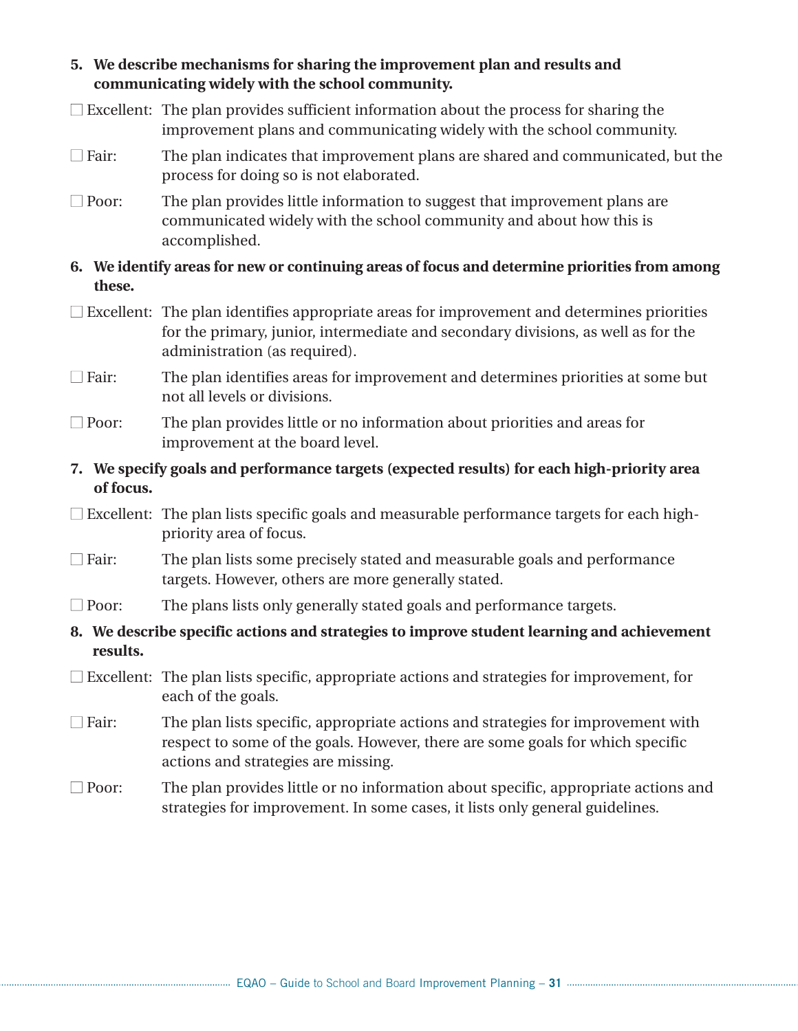**5. We describe mechanisms for sharing the improvement plan and results and communicating widely with the school community.**

☐ Excellent: The plan provides sufficient information about the process for sharing the improvement plans and communicating widely with the school community.

☐ Fair: The plan indicates that improvement plans are shared and communicated, but the process for doing so is not elaborated.

☐ Poor: The plan provides little information to suggest that improvement plans are communicated widely with the school community and about how this is accomplished.

**6. We identify areas for new or continuing areas of focus and determine priorities from among these.**

☐ Excellent: The plan identifies appropriate areas for improvement and determines priorities for the primary, junior, intermediate and secondary divisions, as well as for the administration (as required).

☐ Fair: The plan identifies areas for improvement and determines priorities at some but not all levels or divisions.

☐ Poor: The plan provides little or no information about priorities and areas for improvement at the board level.

**7. We specify goals and performance targets (expected results) for each high-priority area of focus.**

☐ Excellent: The plan lists specific goals and measurable performance targets for each high-priority area of focus.

☐ Fair: The plan lists some precisely stated and measurable goals and performance targets. However, others are more generally stated.

☐ Poor: The plans lists only generally stated goals and performance targets.

**8. We describe specific actions and strategies to improve student learning and achievement results.**

☐ Excellent: The plan lists specific, appropriate actions and strategies for improvement, for each of the goals.

☐ Fair: The plan lists specific, appropriate actions and strategies for improvement with respect to some of the goals. However, there are some goals for which specific actions and strategies are missing.

☐ Poor: The plan provides little or no information about specific, appropriate actions and strategies for improvement. In some cases, it lists only general guidelines.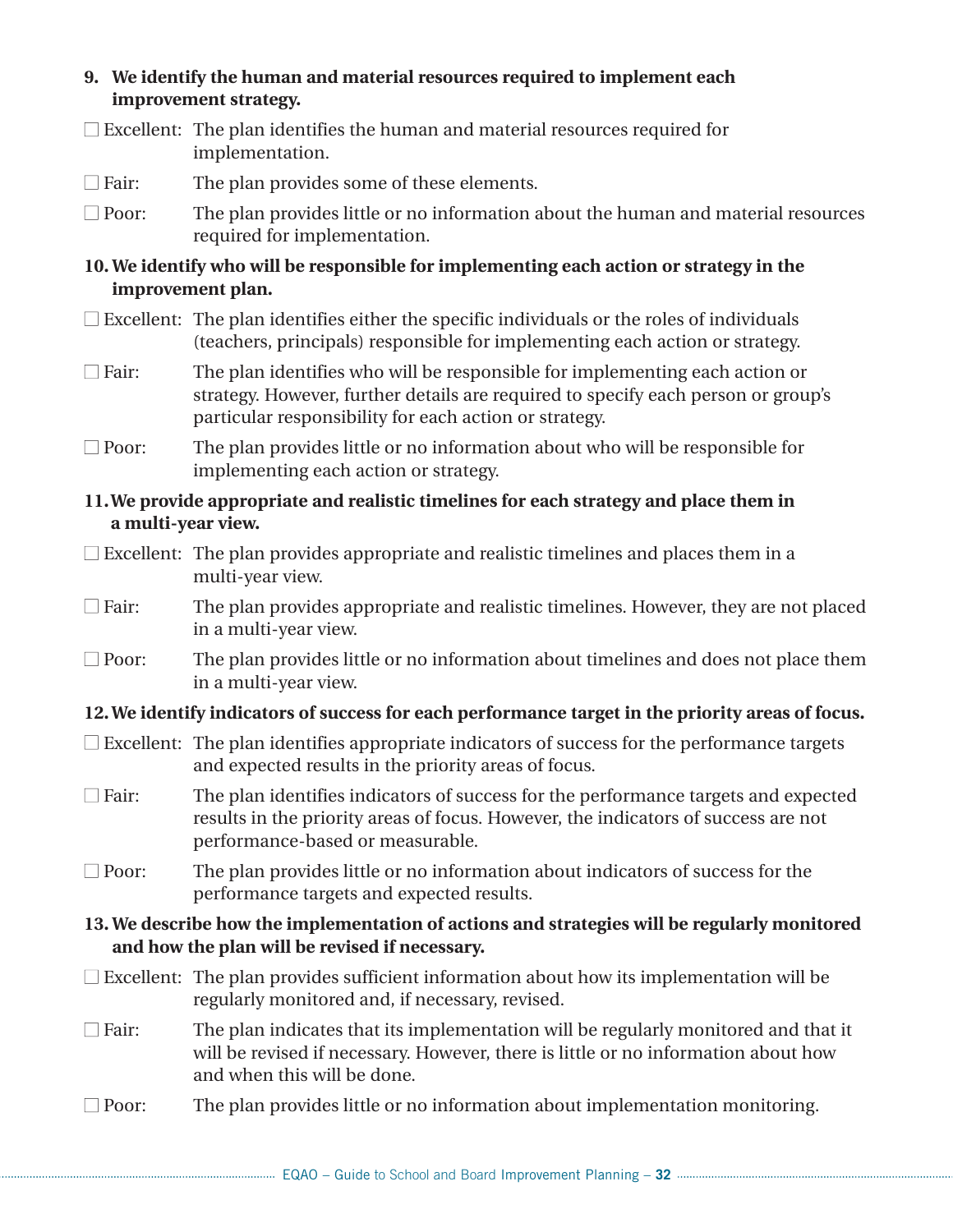**9. We identify the human and material resources required to implement each improvement strategy.**

- ☐ Excellent: The plan identifies the human and material resources required for implementation.
- ☐ Fair: The plan provides some of these elements.
- ☐ Poor: The plan provides little or no information about the human and material resources required for implementation.

**10. We identify who will be responsible for implementing each action or strategy in the improvement plan.**

- ☐ Excellent: The plan identifies either the specific individuals or the roles of individuals (teachers, principals) responsible for implementing each action or strategy.
- ☐ Fair: The plan identifies who will be responsible for implementing each action or strategy. However, further details are required to specify each person or group's particular responsibility for each action or strategy.
- ☐ Poor: The plan provides little or no information about who will be responsible for implementing each action or strategy.

**11. We provide appropriate and realistic timelines for each strategy and place them in a multi-year view.**

- ☐ Excellent: The plan provides appropriate and realistic timelines and places them in a multi-year view.
- ☐ Fair: The plan provides appropriate and realistic timelines. However, they are not placed in a multi-year view.
- ☐ Poor: The plan provides little or no information about timelines and does not place them in a multi-year view.

**12. We identify indicators of success for each performance target in the priority areas of focus.**

- ☐ Excellent: The plan identifies appropriate indicators of success for the performance targets and expected results in the priority areas of focus.
- ☐ Fair: The plan identifies indicators of success for the performance targets and expected results in the priority areas of focus. However, the indicators of success are not performance-based or measurable.
- ☐ Poor: The plan provides little or no information about indicators of success for the performance targets and expected results.

**13. We describe how the implementation of actions and strategies will be regularly monitored and how the plan will be revised if necessary.**

- ☐ Excellent: The plan provides sufficient information about how its implementation will be regularly monitored and, if necessary, revised.
- ☐ Fair: The plan indicates that its implementation will be regularly monitored and that it will be revised if necessary. However, there is little or no information about how and when this will be done.
- ☐ Poor: The plan provides little or no information about implementation monitoring.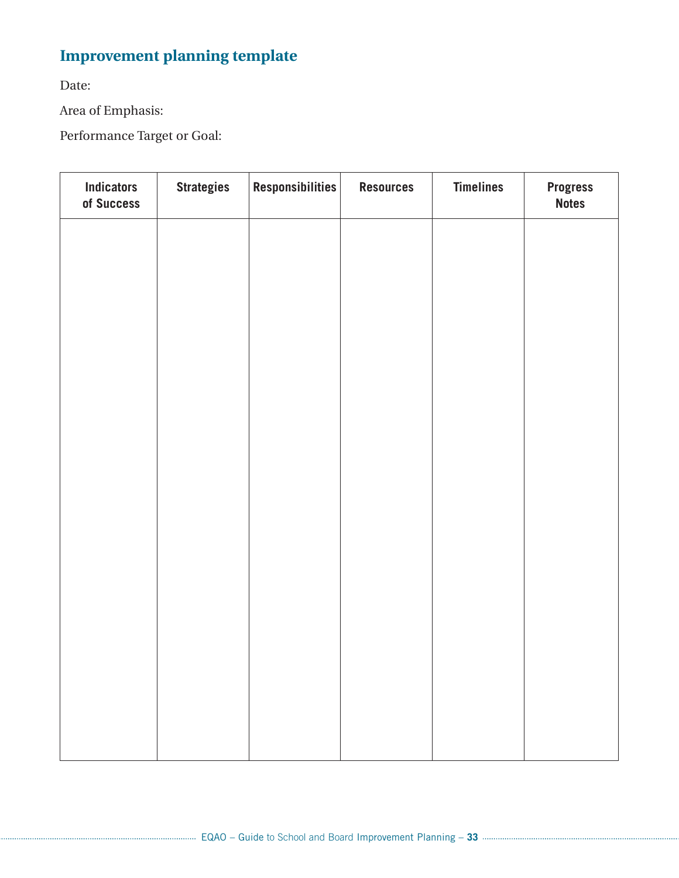## Improvement planning template

Date:

Area of Emphasis:

Performance Target or Goal:

| Indicators of Success | Strategies | Responsibilities | Resources | Timelines | Progress Notes |
|---|---|---|---|---|---|
| | | | | | |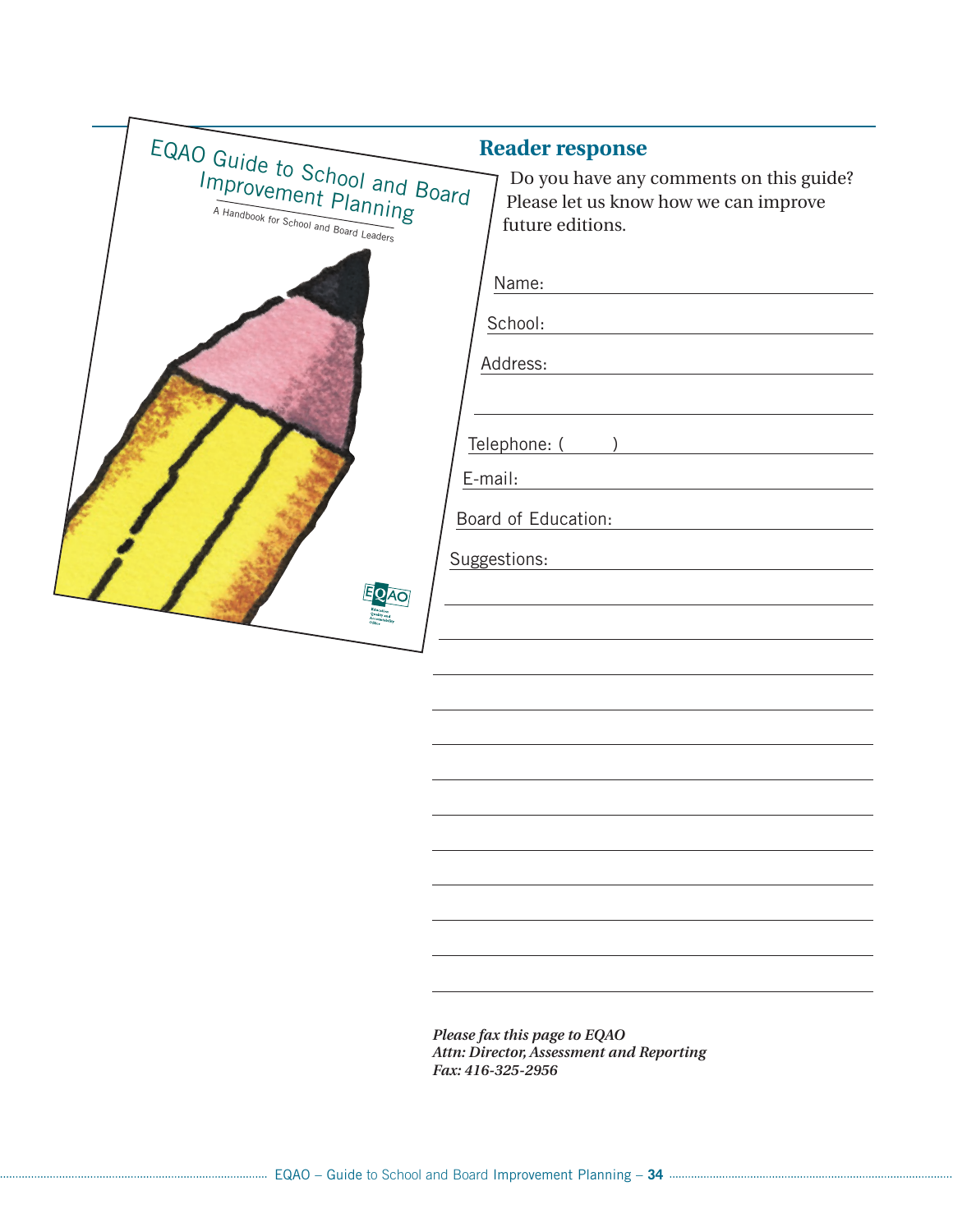## Reader response

Do you have any comments on this guide? Please let us know how we can improve future editions.

Name: \_\_\_\_\_\_\_\_\_\_\_\_\_\_\_\_\_\_\_\_

School: \_\_\_\_\_\_\_\_\_\_\_\_\_\_\_\_\_\_\_\_

Address: \_\_\_\_\_\_\_\_\_\_\_\_\_\_\_\_\_\_\_\_

\_\_\_\_\_\_\_\_\_\_\_\_\_\_\_\_\_\_\_\_

Telephone: (      ) \_\_\_\_\_\_\_\_\_\_\_\_\_\_\_\_\_\_\_\_

E-mail: \_\_\_\_\_\_\_\_\_\_\_\_\_\_\_\_\_\_\_\_

Board of Education: \_\_\_\_\_\_\_\_\_\_\_\_\_\_\_\_\_\_\_\_

Suggestions: \_\_\_\_\_\_\_\_\_\_\_\_\_\_\_\_\_\_\_\_

*Please fax this page to EQAO*
*Attn: Director, Assessment and Reporting*
*Fax: 416-325-2956*